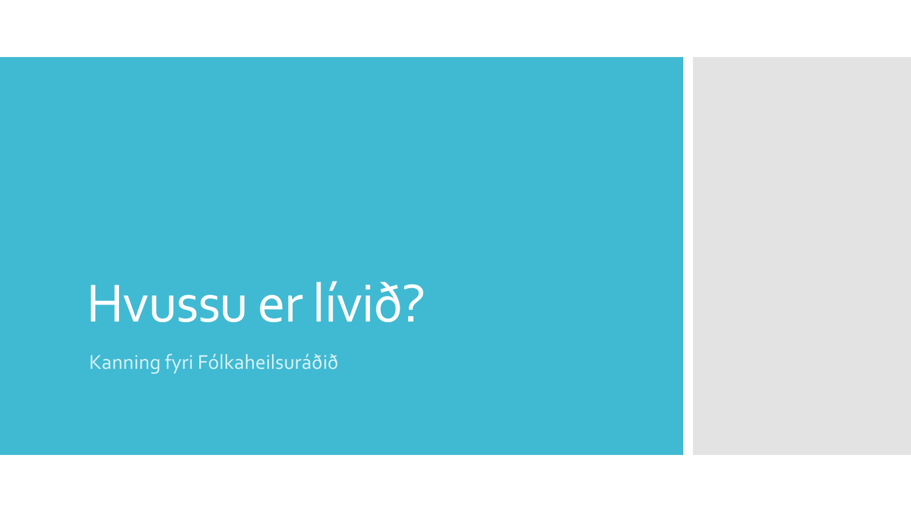# Hvussu er lívið?

Kanning fyri Fólkaheilsuráðið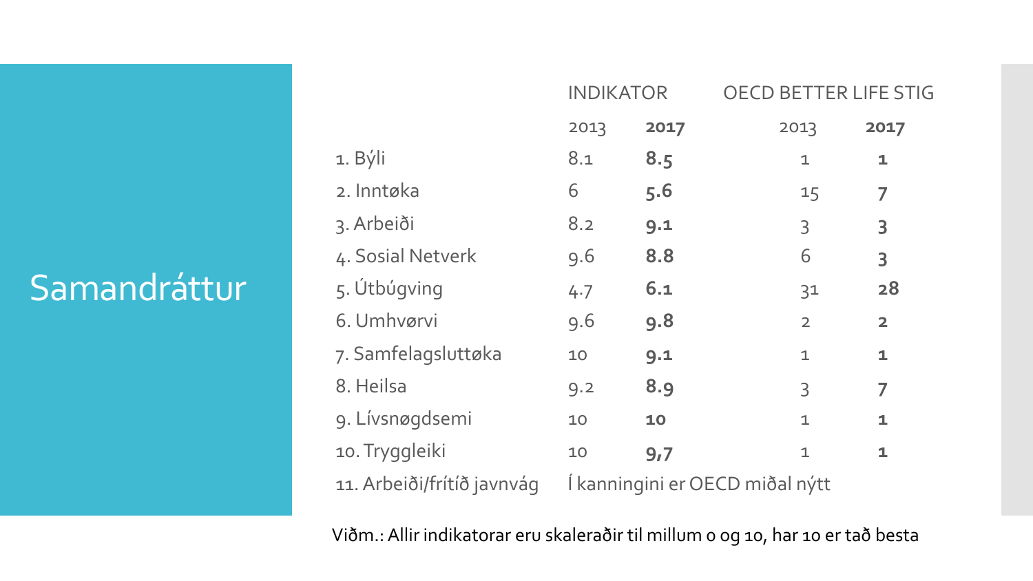# Samandráttur

| | INDIKATOR | | OECD BETTER LIFE STIG | |
|---|---|---|---|---|
| | 2013 | **2017** | 2013 | **2017** |
| 1. Býli | 8.1 | **8.5** | 1 | **1** |
| 2. Inntøka | 6 | **5.6** | 15 | **7** |
| 3. Arbeiði | 8.2 | **9.1** | 3 | **3** |
| 4. Sosial Netverk | 9.6 | **8.8** | 6 | **3** |
| 5. Útbúgving | 4.7 | **6.1** | 31 | **28** |
| 6. Umhvørvi | 9.6 | **9.8** | 2 | **2** |
| 7. Samfelagsluttøka | 10 | **9.1** | 1 | **1** |
| 8. Heilsa | 9.2 | **8.9** | 3 | **7** |
| 9. Lívsnøgdsemi | 10 | **10** | 1 | **1** |
| 10. Tryggleiki | 10 | **9,7** | 1 | **1** |
| 11. Arbeiði/frítíð javnvág | Í kanningini er OECD miðal nýtt | | | |

Viðm.: Allir indikatorar eru skaleraðir til millum 0 og 10, har 10 er tað besta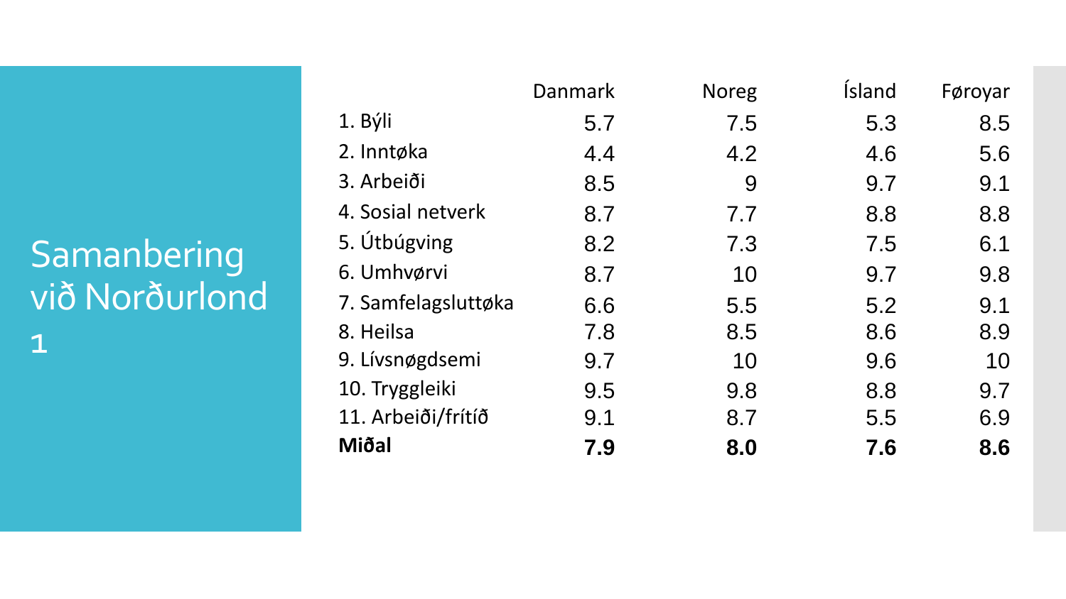# Samanbering við Norðurlond 1

| | Danmark | Noreg | Ísland | Føroyar |
|---|---|---|---|---|
| 1. Býli | 5.7 | 7.5 | 5.3 | 8.5 |
| 2. Inntøka | 4.4 | 4.2 | 4.6 | 5.6 |
| 3. Arbeiði | 8.5 | 9 | 9.7 | 9.1 |
| 4. Sosial netverk | 8.7 | 7.7 | 8.8 | 8.8 |
| 5. Útbúgving | 8.2 | 7.3 | 7.5 | 6.1 |
| 6. Umhvørvi | 8.7 | 10 | 9.7 | 9.8 |
| 7. Samfelagsluttøka | 6.6 | 5.5 | 5.2 | 9.1 |
| 8. Heilsa | 7.8 | 8.5 | 8.6 | 8.9 |
| 9. Lívsnøgdsemi | 9.7 | 10 | 9.6 | 10 |
| 10. Tryggleiki | 9.5 | 9.8 | 8.8 | 9.7 |
| 11. Arbeiði/frítíð | 9.1 | 8.7 | 5.5 | 6.9 |
| **Miðal** | **7.9** | **8.0** | **7.6** | **8.6** |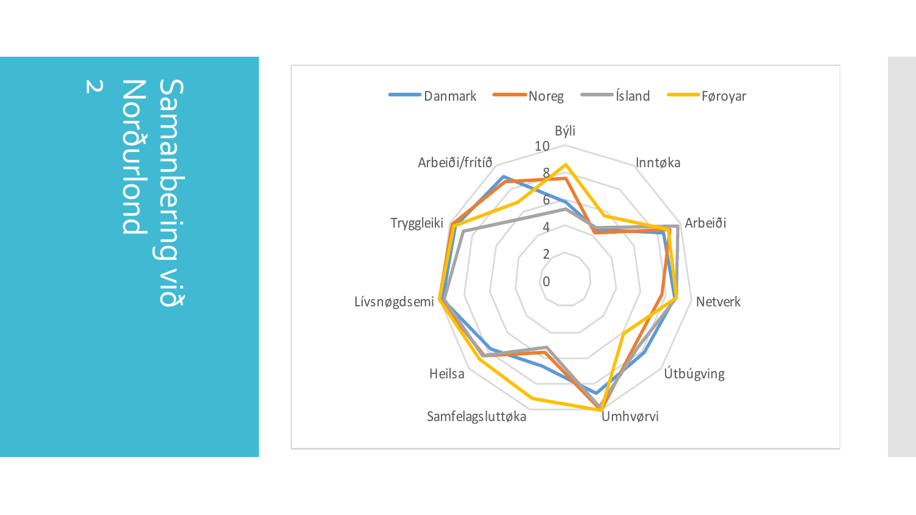# Samanbering við Norðurlond 2

Danmark · Noreg · Ísland · Føroyar

Býli
10
8
6
4
2
0

Inntøka

Arbeiði

Netverk

Útbúgving

Umhvørvi

Samfelagsluttøka

Heilsa

Lívsnøgdsemi

Tryggleiki

Arbeiði/frítíð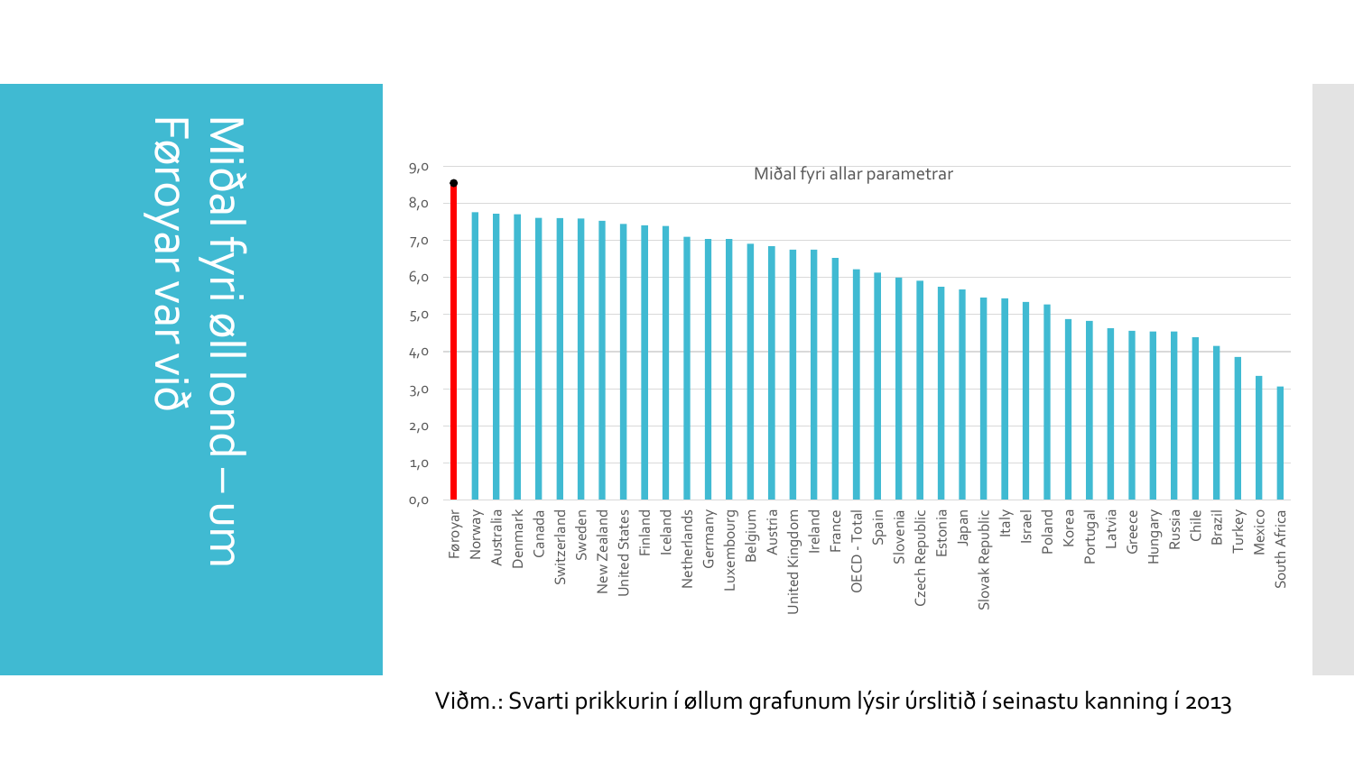# Miðal fyri øll lond – um Føroyar var við

Miðal fyri allar parametrar

| Land | Virði |
|---|---|
| Føroyar | 8,5 |
| Norway | 7,8 |
| Australia | 7,7 |
| Denmark | 7,7 |
| Canada | 7,6 |
| Switzerland | 7,6 |
| Sweden | 7,6 |
| New Zealand | 7,5 |
| United States | 7,4 |
| Finland | 7,4 |
| Iceland | 7,4 |
| Netherlands | 7,1 |
| Germany | 7,0 |
| Luxembourg | 7,0 |
| Belgium | 6,9 |
| Austria | 6,8 |
| United Kingdom | 6,7 |
| Ireland | 6,7 |
| France | 6,5 |
| OECD - Total | 6,2 |
| Spain | 6,1 |
| Slovenia | 6,0 |
| Czech Republic | 5,9 |
| Estonia | 5,7 |
| Japan | 5,7 |
| Slovak Republic | 5,4 |
| Italy | 5,4 |
| Israel | 5,3 |
| Poland | 5,3 |
| Korea | 4,9 |
| Portugal | 4,8 |
| Latvia | 4,6 |
| Greece | 4,6 |
| Hungary | 4,5 |
| Russia | 4,5 |
| Chile | 4,4 |
| Brazil | 4,1 |
| Turkey | 3,8 |
| Mexico | 3,3 |
| South Africa | 3,0 |

Viðm.: Svarti prikkurin í øllum grafunum lýsir úrslitið í seinastu kanning í 2013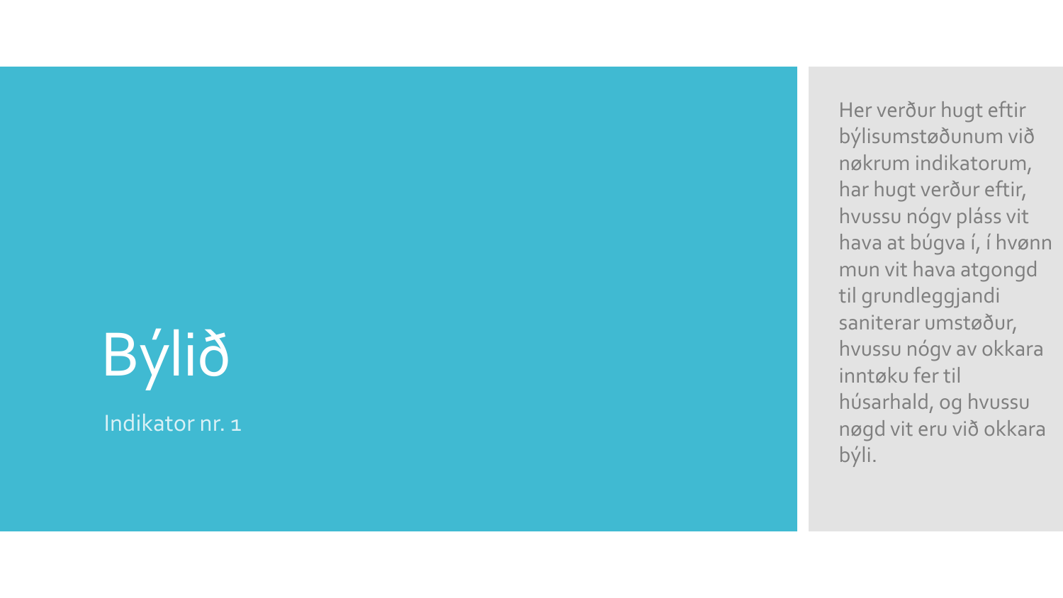# Býlið

Indikator nr. 1

Her verður hugt eftir býlisumstøðunum við nøkrum indikatorum, har hugt verður eftir, hvussu nógv pláss vit hava at búgva í, í hvønn mun vit hava atgongd til grundleggjandi saniterar umstøður, hvussu nógv av okkara inntøku fer til húsarhald, og hvussu nøgd vit eru við okkara býli.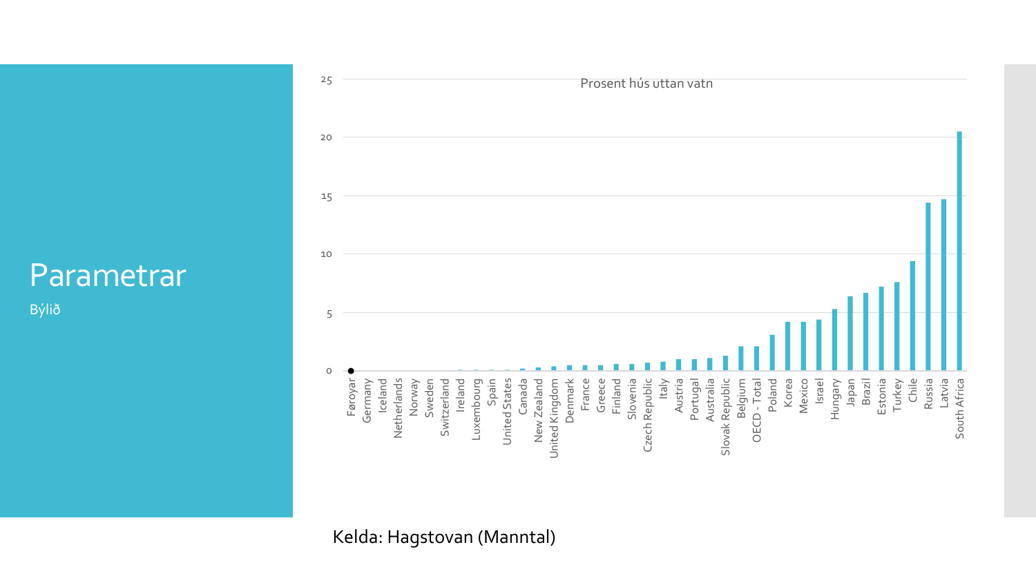# Parametrar

Býlið

Prosent hús uttan vatn

| Land | Prosent |
| --- | --- |
| Føroyar | 0 |
| Germany | 0 |
| Iceland | 0 |
| Netherlands | 0 |
| Norway | 0 |
| Sweden | 0 |
| Switzerland | 0 |
| Ireland | 0.1 |
| Luxembourg | 0.1 |
| Spain | 0.1 |
| United States | 0.1 |
| Canada | 0.2 |
| New Zealand | 0.3 |
| United Kingdom | 0.4 |
| Denmark | 0.5 |
| France | 0.5 |
| Greece | 0.5 |
| Finland | 0.6 |
| Slovenia | 0.6 |
| Czech Republic | 0.7 |
| Italy | 0.8 |
| Austria | 1.0 |
| Portugal | 1.0 |
| Australia | 1.1 |
| Slovak Republic | 1.3 |
| Belgium | 2.1 |
| OECD - Total | 2.1 |
| Poland | 3.1 |
| Korea | 4.2 |
| Mexico | 4.2 |
| Israel | 4.4 |
| Hungary | 5.3 |
| Japan | 6.4 |
| Brazil | 6.7 |
| Estonia | 7.2 |
| Turkey | 7.6 |
| Chile | 9.4 |
| Russia | 14.4 |
| Latvia | 14.7 |
| South Africa | 20.5 |

Kelda: Hagstovan (Manntal)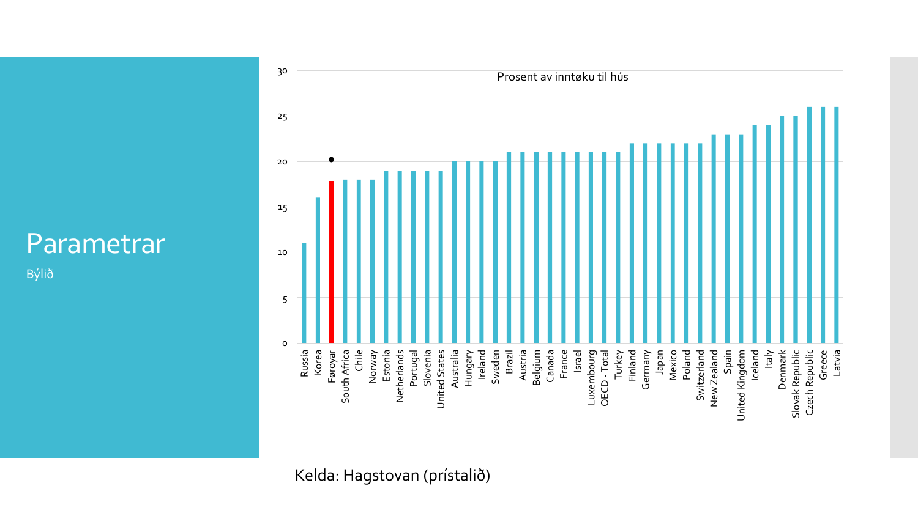# Parametrar

Býlið

Prosent av inntøku til hús

| Land | Prosent |
|---|---|
| Russia | 11 |
| Korea | 16 |
| Føroyar | 18 |
| South Africa | 18 |
| Chile | 18 |
| Norway | 18 |
| Estonia | 19 |
| Netherlands | 19 |
| Portugal | 19 |
| Slovenia | 19 |
| United States | 19 |
| Australia | 20 |
| Hungary | 20 |
| Ireland | 20 |
| Sweden | 20 |
| Brazil | 21 |
| Austria | 21 |
| Belgium | 21 |
| Canada | 21 |
| France | 21 |
| Israel | 21 |
| Luxembourg | 21 |
| OECD - Total | 21 |
| Turkey | 21 |
| Finland | 22 |
| Germany | 22 |
| Japan | 22 |
| Mexico | 22 |
| Poland | 22 |
| Switzerland | 22 |
| New Zealand | 23 |
| Spain | 23 |
| United Kingdom | 23 |
| Iceland | 24 |
| Italy | 24 |
| Denmark | 25 |
| Slovak Republic | 25 |
| Czech Republic | 26 |
| Greece | 26 |
| Latvia | 26 |

Kelda: Hagstovan (prístalið)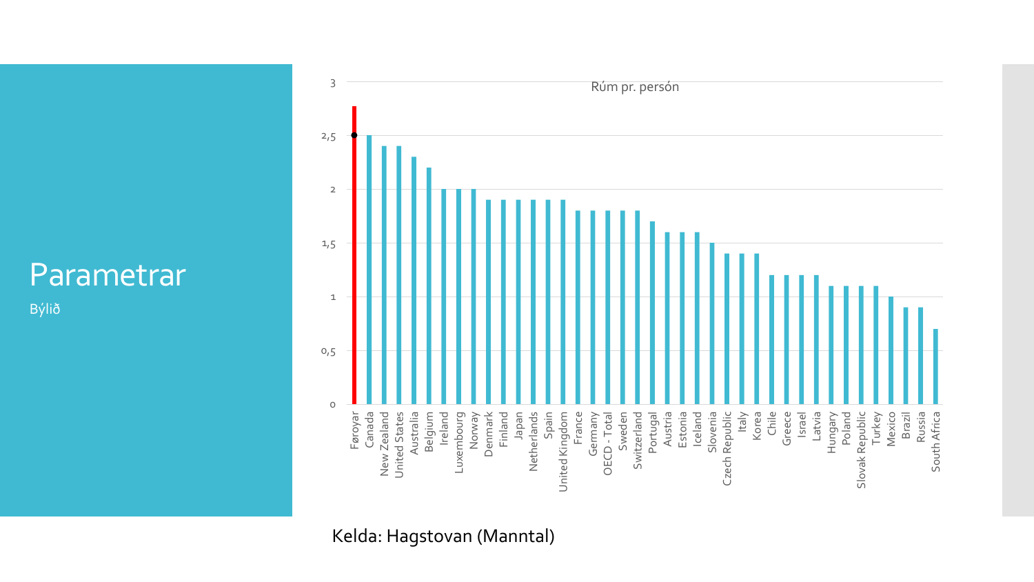# Parametrar

Býlið

Rúm pr. persón

| Land | Rúm pr. persón |
|---|---|
| Føroyar | 2,77 |
| Canada | 2,5 |
| New Zealand | 2,4 |
| United States | 2,4 |
| Australia | 2,3 |
| Belgium | 2,2 |
| Ireland | 2 |
| Luxembourg | 2 |
| Norway | 2 |
| Denmark | 1,9 |
| Finland | 1,9 |
| Japan | 1,9 |
| Netherlands | 1,9 |
| Spain | 1,9 |
| United Kingdom | 1,9 |
| France | 1,8 |
| Germany | 1,8 |
| OECD - Total | 1,8 |
| Sweden | 1,8 |
| Switzerland | 1,8 |
| Portugal | 1,7 |
| Austria | 1,6 |
| Estonia | 1,6 |
| Iceland | 1,6 |
| Slovenia | 1,5 |
| Czech Republic | 1,4 |
| Italy | 1,4 |
| Korea | 1,4 |
| Chile | 1,2 |
| Greece | 1,2 |
| Israel | 1,2 |
| Latvia | 1,2 |
| Hungary | 1,1 |
| Poland | 1,1 |
| Slovak Republic | 1,1 |
| Turkey | 1,1 |
| Mexico | 1 |
| Brazil | 0,9 |
| Russia | 0,9 |
| South Africa | 0,7 |

Kelda: Hagstovan (Manntal)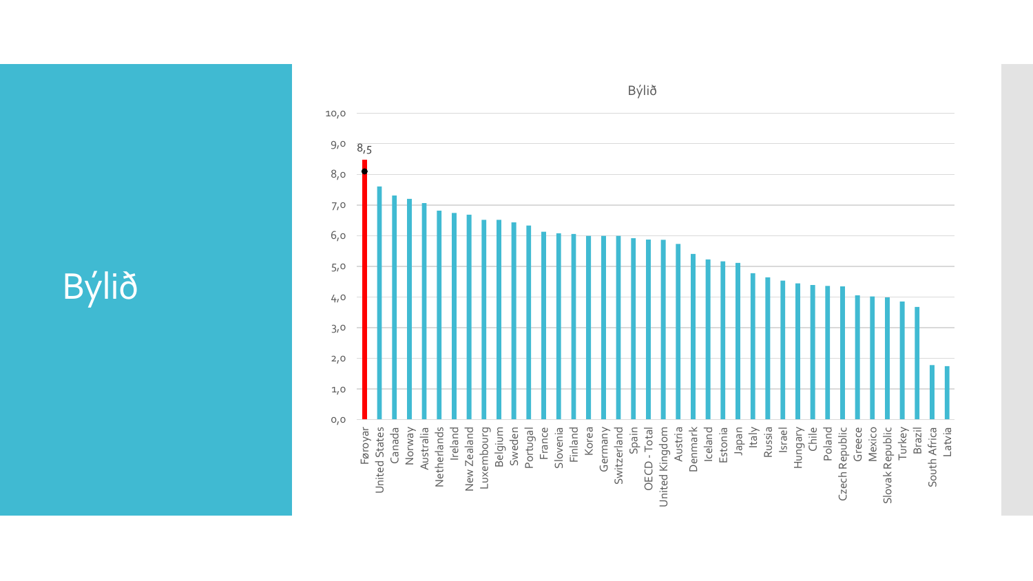# Býlið

Býlið

| Land | Virði |
|---|---|
| Føroyar | 8,5 |
| United States | |
| Canada | |
| Norway | |
| Australia | |
| Netherlands | |
| Ireland | |
| New Zealand | |
| Luxembourg | |
| Belgium | |
| Sweden | |
| Portugal | |
| France | |
| Slovenia | |
| Finland | |
| Korea | |
| Germany | |
| Switzerland | |
| Spain | |
| OECD - Total | |
| United Kingdom | |
| Austria | |
| Denmark | |
| Iceland | |
| Estonia | |
| Japan | |
| Italy | |
| Russia | |
| Israel | |
| Hungary | |
| Chile | |
| Poland | |
| Czech Republic | |
| Greece | |
| Mexico | |
| Slovak Republic | |
| Turkey | |
| Brazil | |
| South Africa | |
| Latvia | |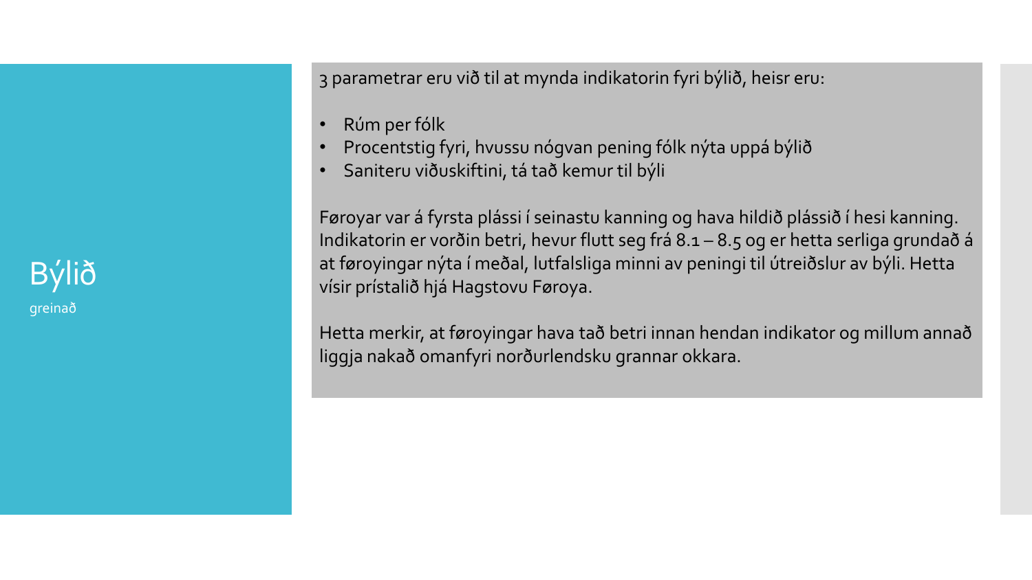# Býlið

greinað

3 parametrar eru við til at mynda indikatorin fyri býlið, heisr eru:

- Rúm per fólk
- Procentstig fyri, hvussu nógvan pening fólk nýta uppá býlið
- Saniteru viðuskiftini, tá tað kemur til býli

Føroyar var á fyrsta plássi í seinastu kanning og hava hildið plássið í hesi kanning. Indikatorin er vorðin betri, hevur flutt seg frá 8.1 – 8.5 og er hetta serliga grundað á at føroyingar nýta í meðal, lutfalsliga minni av peningi til útreiðslur av býli. Hetta vísir prístalið hjá Hagstovu Føroya.

Hetta merkir, at føroyingar hava tað betri innan hendan indikator og millum annað liggja nakað omanfyri norðurlendsku grannar okkara.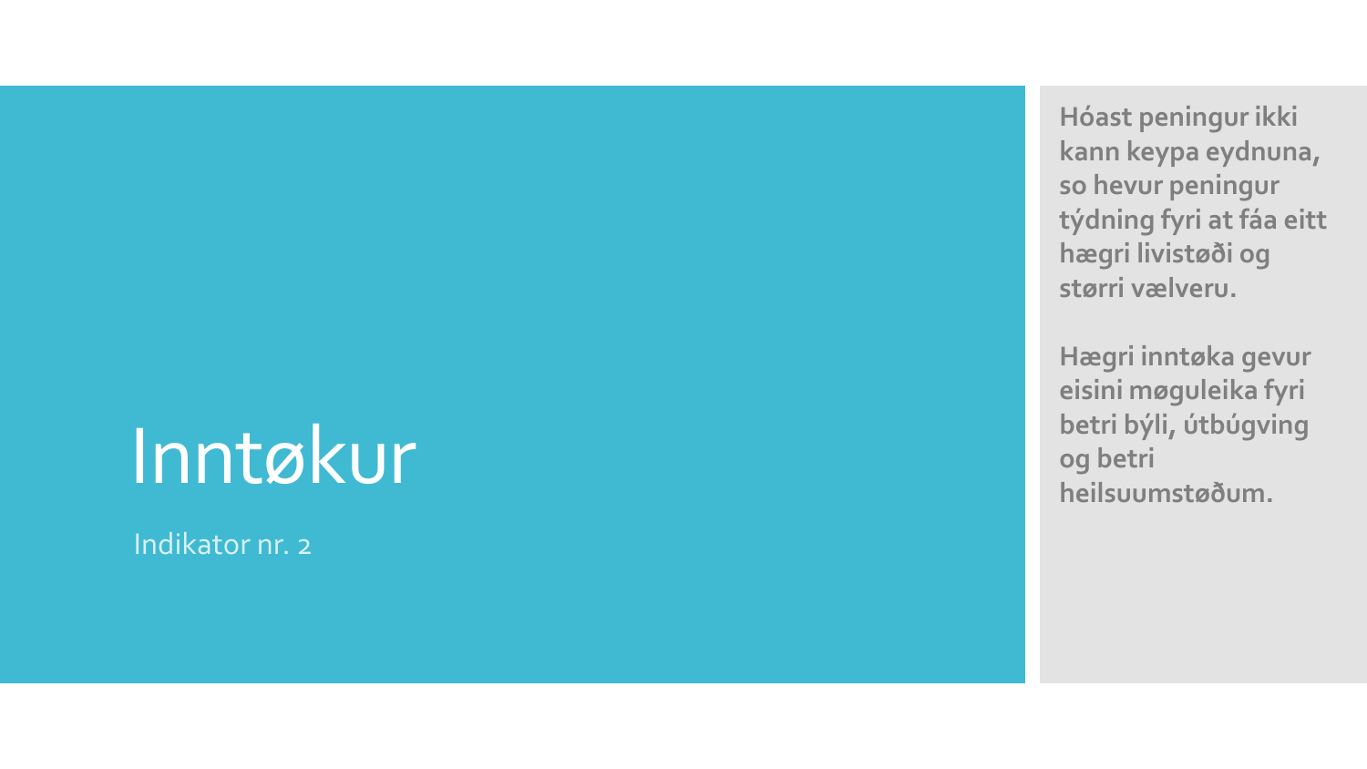# Inntøkur

Indikator nr. 2

**Hóast peningur ikki kann keypa eydnuna, so hevur peningur týdning fyri at fáa eitt hægri livistøði og størri vælveru.**

**Hægri inntøka gevur eisini møguleika fyri betri býli, útbúgving og betri heilsuumstøðum.**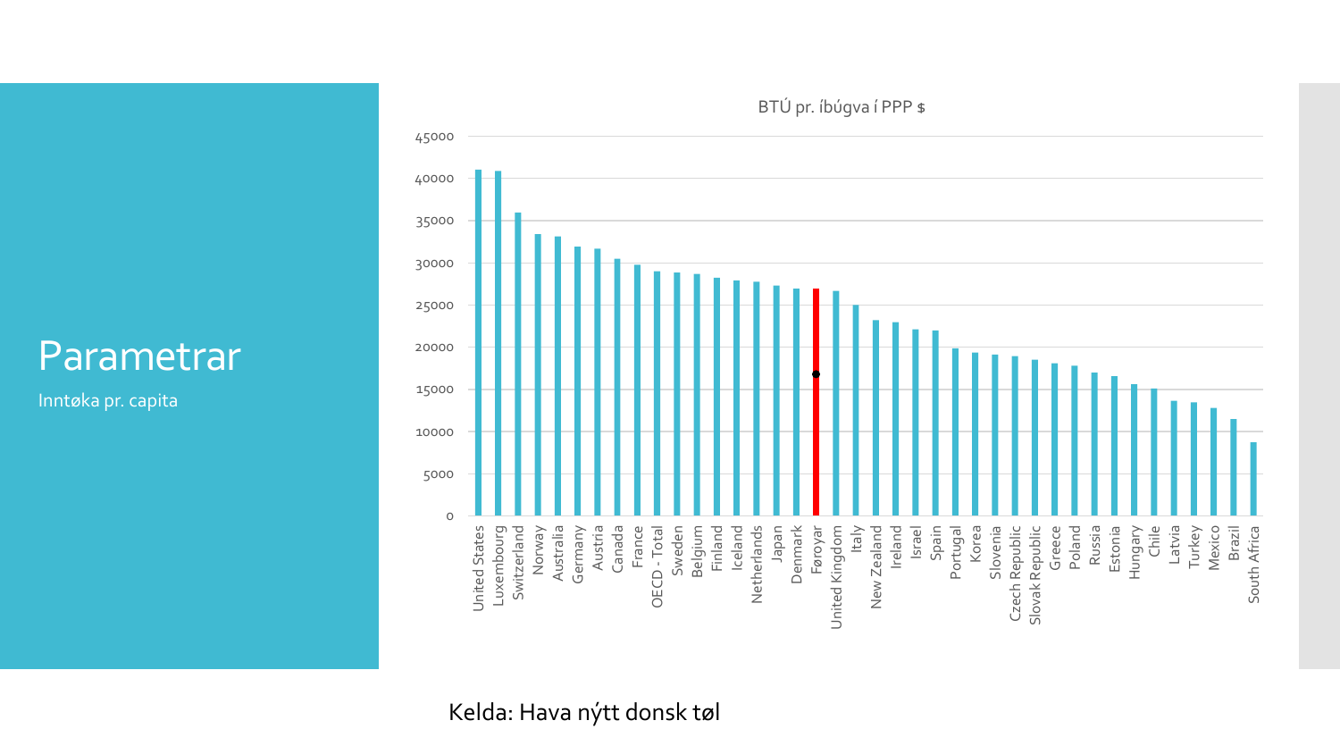# Parametrar

Inntøka pr. capita

BTÚ pr. íbúgva í PPP $

| Land | BTÚ pr. íbúgva í PPP $ |
| --- | --- |
| United States | 41000 |
| Luxembourg | 40900 |
| Switzerland | 36000 |
| Norway | 33400 |
| Australia | 33100 |
| Germany | 32000 |
| Austria | 31700 |
| Canada | 30500 |
| France | 29800 |
| OECD - Total | 29000 |
| Sweden | 28900 |
| Belgium | 28700 |
| Finland | 28300 |
| Iceland | 27900 |
| Netherlands | 27800 |
| Japan | 27400 |
| Denmark | 27000 |
| Føroyar | 27000 |
| United Kingdom | 26700 |
| Italy | 25000 |
| New Zealand | 23300 |
| Ireland | 23000 |
| Israel | 22100 |
| Spain | 22000 |
| Portugal | 19800 |
| Korea | 19400 |
| Slovenia | 19100 |
| Czech Republic | 18900 |
| Slovak Republic | 18500 |
| Greece | 18100 |
| Poland | 17800 |
| Russia | 17000 |
| Estonia | 16600 |
| Hungary | 15600 |
| Chile | 15100 |
| Latvia | 13700 |
| Turkey | 13500 |
| Mexico | 12800 |
| Brazil | 11500 |
| South Africa | 8700 |

Kelda: Hava nýtt donsk tøl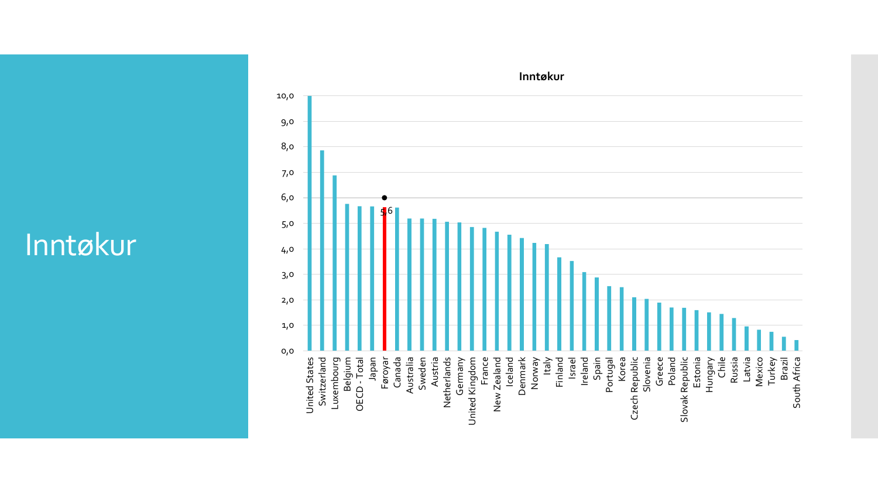# Inntøkur

**Inntøkur**

| Country | Value |
|---|---|
| United States | 10,0 |
| Switzerland | 7,9 |
| Luxembourg | 6,9 |
| Belgium | 5,8 |
| OECD - Total | 5,7 |
| Japan | 5,7 |
| Føroyar | 5,6 |
| Canada | 5,6 |
| Australia | 5,2 |
| Sweden | 5,2 |
| Austria | 5,2 |
| Netherlands | 5,1 |
| Germany | 5,0 |
| United Kingdom | 4,9 |
| France | 4,8 |
| New Zealand | 4,7 |
| Iceland | 4,6 |
| Denmark | 4,4 |
| Norway | 4,2 |
| Italy | 4,2 |
| Finland | 3,7 |
| Israel | 3,5 |
| Ireland | 3,1 |
| Spain | 2,9 |
| Portugal | 2,5 |
| Korea | 2,5 |
| Czech Republic | 2,1 |
| Slovenia | 2,0 |
| Greece | 1,9 |
| Poland | 1,7 |
| Slovak Republic | 1,7 |
| Estonia | 1,6 |
| Hungary | 1,5 |
| Chile | 1,4 |
| Russia | 1,3 |
| Latvia | 0,9 |
| Mexico | 0,8 |
| Turkey | 0,7 |
| Brazil | 0,5 |
| South Africa | 0,4 |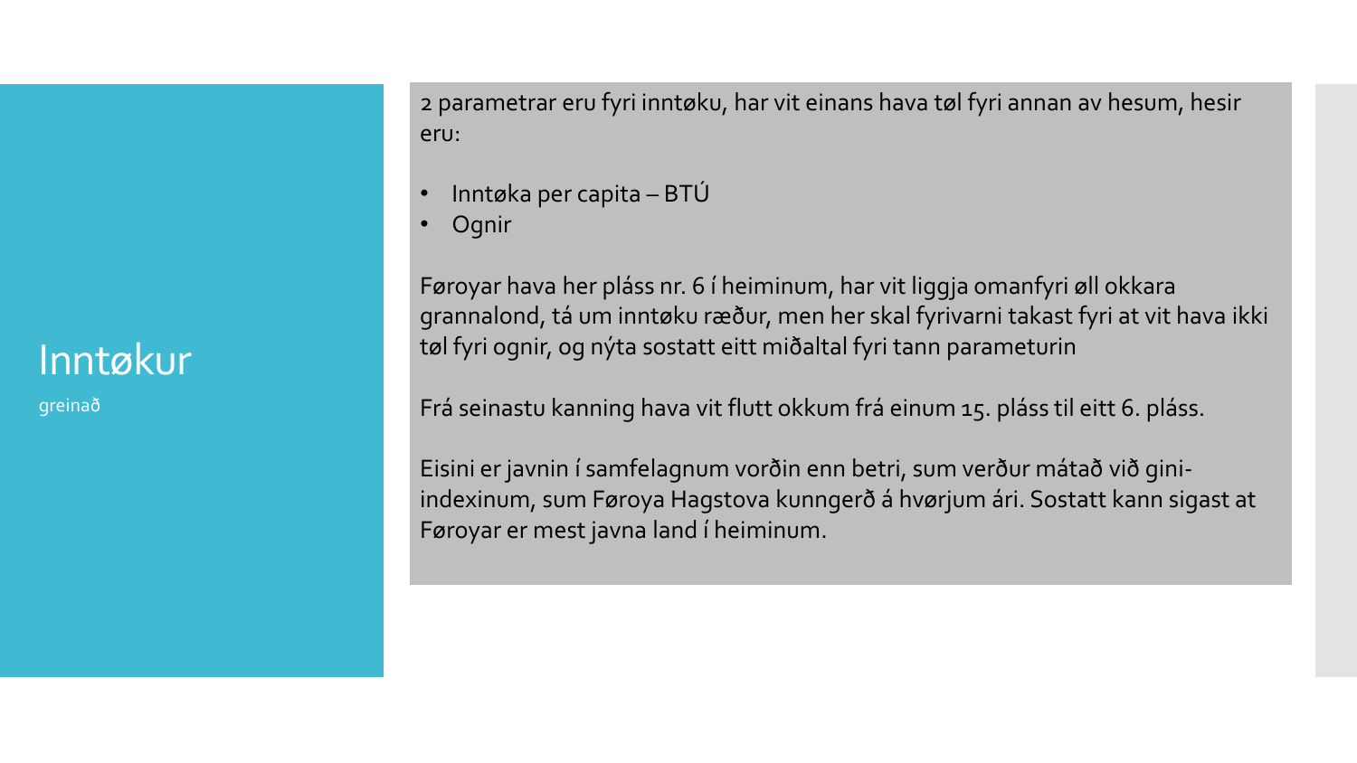# Inntøkur

greinað

2 parametrar eru fyri inntøku, har vit einans hava tøl fyri annan av hesum, hesir eru:

- Inntøka per capita – BTÚ
- Ognir

Føroyar hava her pláss nr. 6 í heiminum, har vit liggja omanfyri øll okkara grannalond, tá um inntøku ræður, men her skal fyrivarni takast fyri at vit hava ikki tøl fyri ognir, og nýta sostatt eitt miðaltal fyri tann parameturin

Frá seinastu kanning hava vit flutt okkum frá einum 15. pláss til eitt 6. pláss.

Eisini er javnin í samfelagnum vorðin enn betri, sum verður mátað við gini-indexinum, sum Føroya Hagstova kunngerð á hvørjum ári. Sostatt kann sigast at Føroyar er mest javna land í heiminum.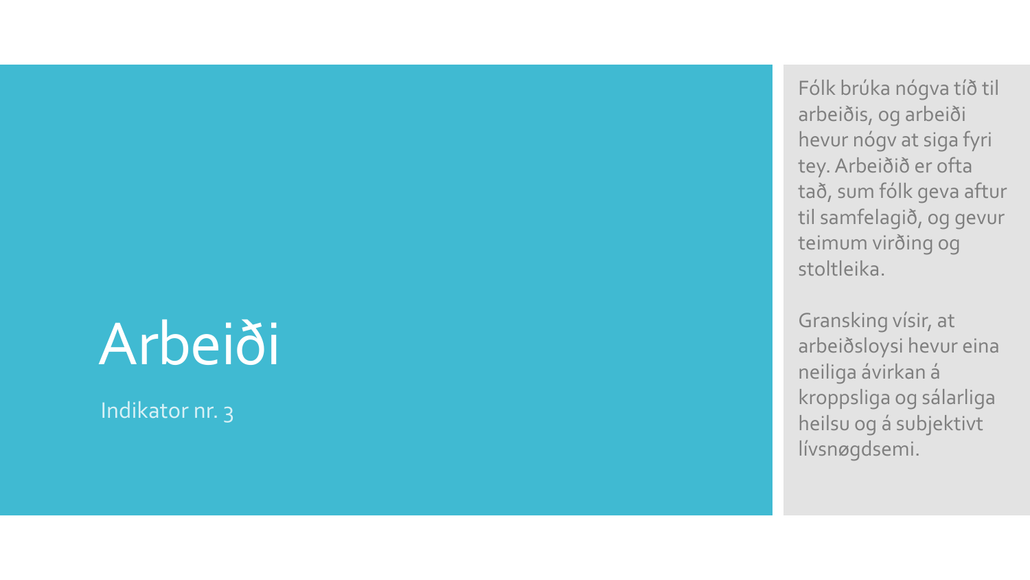# Arbeiði

Indikator nr. 3

Fólk brúka nógva tíð til arbeiðis, og arbeiði hevur nógv at siga fyri tey. Arbeiðið er ofta tað, sum fólk geva aftur til samfelagið, og gevur teimum virðing og stoltleika.

Gransking vísir, at arbeiðsloysi hevur eina neiliga ávirkan á kroppsliga og sálarliga heilsu og á subjektivt lívsnøgdsemi.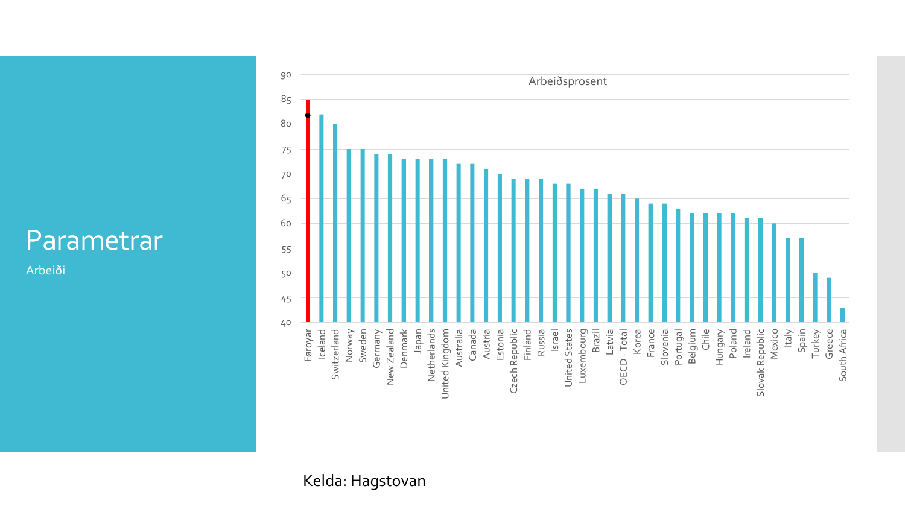# Parametrar

Arbeiði

Arbeiðsprosent

| Land | Arbeiðsprosent |
|---|---|
| Føroyar | 85 |
| Iceland | 82 |
| Switzerland | 80 |
| Norway | 75 |
| Sweden | 75 |
| Germany | 74 |
| New Zealand | 74 |
| Denmark | 73 |
| Japan | 73 |
| Netherlands | 73 |
| United Kingdom | 73 |
| Australia | 72 |
| Canada | 72 |
| Austria | 71 |
| Estonia | 70 |
| Czech Republic | 69 |
| Finland | 69 |
| Russia | 69 |
| Israel | 68 |
| United States | 68 |
| Luxembourg | 67 |
| Brazil | 67 |
| Latvia | 66 |
| OECD - Total | 66 |
| Korea | 65 |
| France | 64 |
| Slovenia | 64 |
| Portugal | 63 |
| Belgium | 62 |
| Chile | 62 |
| Hungary | 62 |
| Poland | 62 |
| Ireland | 61 |
| Slovak Republic | 61 |
| Mexico | 60 |
| Italy | 57 |
| Spain | 57 |
| Turkey | 50 |
| Greece | 49 |
| South Africa | 43 |

Kelda: Hagstovan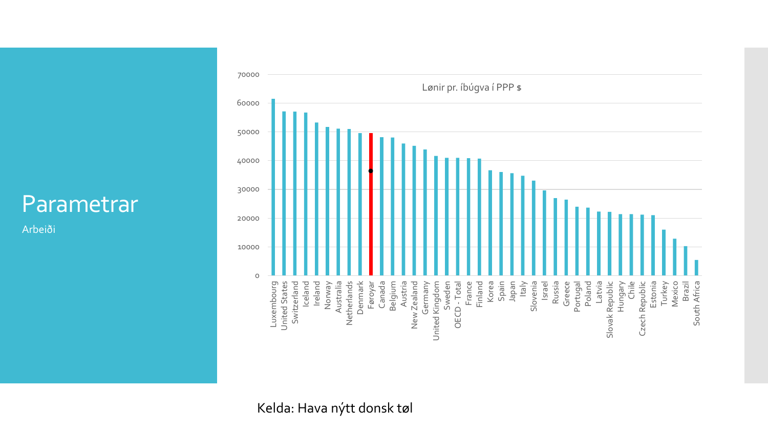# Parametrar

Arbeiði

Lønir pr. íbúgva í PPP $

| Land | Lønir pr. íbúgva í PPP $ (umleið) |
| --- | --- |
| Luxembourg | 61500 |
| United States | 57000 |
| Switzerland | 57000 |
| Iceland | 56700 |
| Ireland | 53200 |
| Norway | 51700 |
| Australia | 51100 |
| Netherlands | 51000 |
| Denmark | 49600 |
| Føroyar | 49500 |
| Canada | 48200 |
| Belgium | 48000 |
| Austria | 46000 |
| New Zealand | 45100 |
| Germany | 43900 |
| United Kingdom | 41600 |
| Sweden | 41000 |
| OECD - Total | 41000 |
| France | 40900 |
| Finland | 40700 |
| Korea | 36600 |
| Spain | 36100 |
| Japan | 35600 |
| Italy | 34700 |
| Slovenia | 33000 |
| Israel | 29600 |
| Russia | 27000 |
| Greece | 26400 |
| Portugal | 24000 |
| Poland | 23700 |
| Latvia | 22300 |
| Slovak Republic | 22100 |
| Hungary | 21400 |
| Chile | 21400 |
| Czech Republic | 21200 |
| Estonia | 21000 |
| Turkey | 16000 |
| Mexico | 12800 |
| Brazil | 10200 |
| South Africa | 5400 |

Kelda: Hava nýtt donsk tøl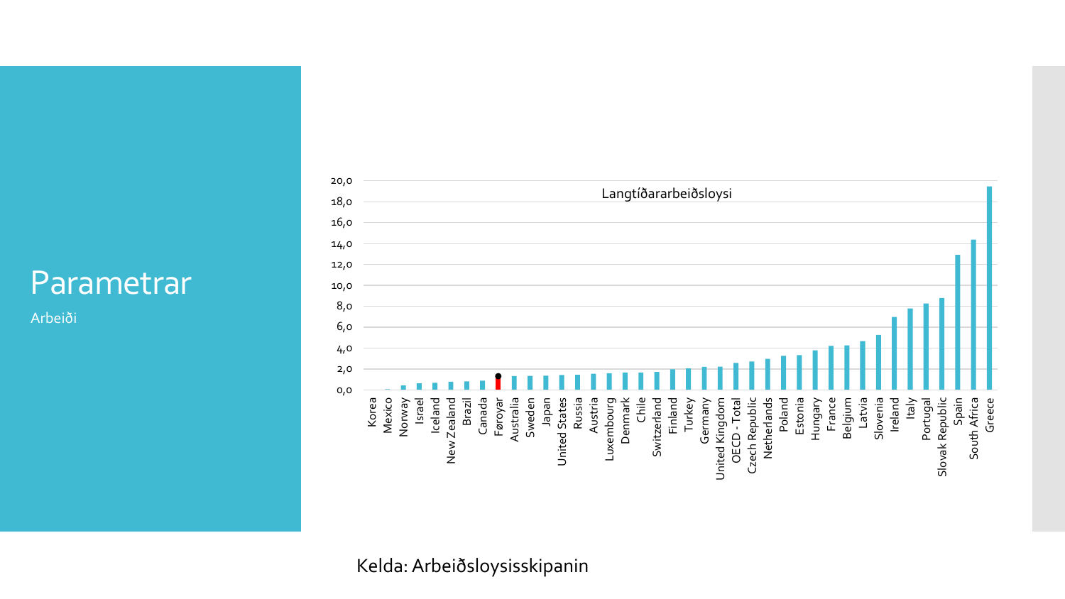# Parametrar

Arbeiði

Langtíðararbeiðsloysi

| Land | Virði |
|---|---|
| Korea | 0,0 |
| Mexico | 0,1 |
| Norway | 0,4 |
| Israel | 0,6 |
| Iceland | 0,6 |
| New Zealand | 0,7 |
| Brazil | 0,8 |
| Canada | 0,9 |
| Føroyar | 1,3 |
| Australia | 1,3 |
| Sweden | 1,3 |
| Japan | 1,3 |
| United States | 1,4 |
| Russia | 1,4 |
| Austria | 1,5 |
| Luxembourg | 1,6 |
| Denmark | 1,6 |
| Chile | 1,6 |
| Switzerland | 1,7 |
| Finland | 1,9 |
| Turkey | 2,0 |
| Germany | 2,2 |
| United Kingdom | 2,2 |
| OECD - Total | 2,5 |
| Czech Republic | 2,7 |
| Netherlands | 2,9 |
| Poland | 3,2 |
| Estonia | 3,3 |
| Hungary | 3,7 |
| France | 4,2 |
| Belgium | 4,2 |
| Latvia | 4,6 |
| Slovenia | 5,2 |
| Ireland | 6,9 |
| Italy | 7,7 |
| Portugal | 8,2 |
| Slovak Republic | 8,7 |
| Spain | 12,9 |
| South Africa | 14,3 |
| Greece | 19,4 |

Kelda: Arbeiðsloysisskipanin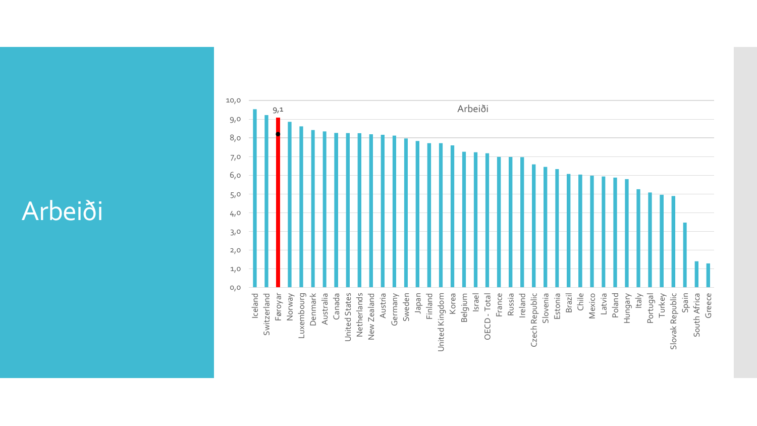# Arbeiði

Arbeiði

| Country | Value |
|---|---|
| Iceland | |
| Switzerland | |
| Føroyar | 9,1 |
| Norway | |
| Luxembourg | |
| Denmark | |
| Australia | |
| Canada | |
| United States | |
| Netherlands | |
| New Zealand | |
| Austria | |
| Germany | |
| Sweden | |
| Japan | |
| Finland | |
| United Kingdom | |
| Korea | |
| Belgium | |
| Israel | |
| OECD - Total | |
| France | |
| Russia | |
| Ireland | |
| Czech Republic | |
| Slovenia | |
| Estonia | |
| Brazil | |
| Chile | |
| Mexico | |
| Latvia | |
| Poland | |
| Hungary | |
| Italy | |
| Portugal | |
| Turkey | |
| Slovak Republic | |
| Spain | |
| South Africa | |
| Greece | |

Y-axis: 0,0 – 1,0 – 2,0 – 3,0 – 4,0 – 5,0 – 6,0 – 7,0 – 8,0 – 9,0 – 10,0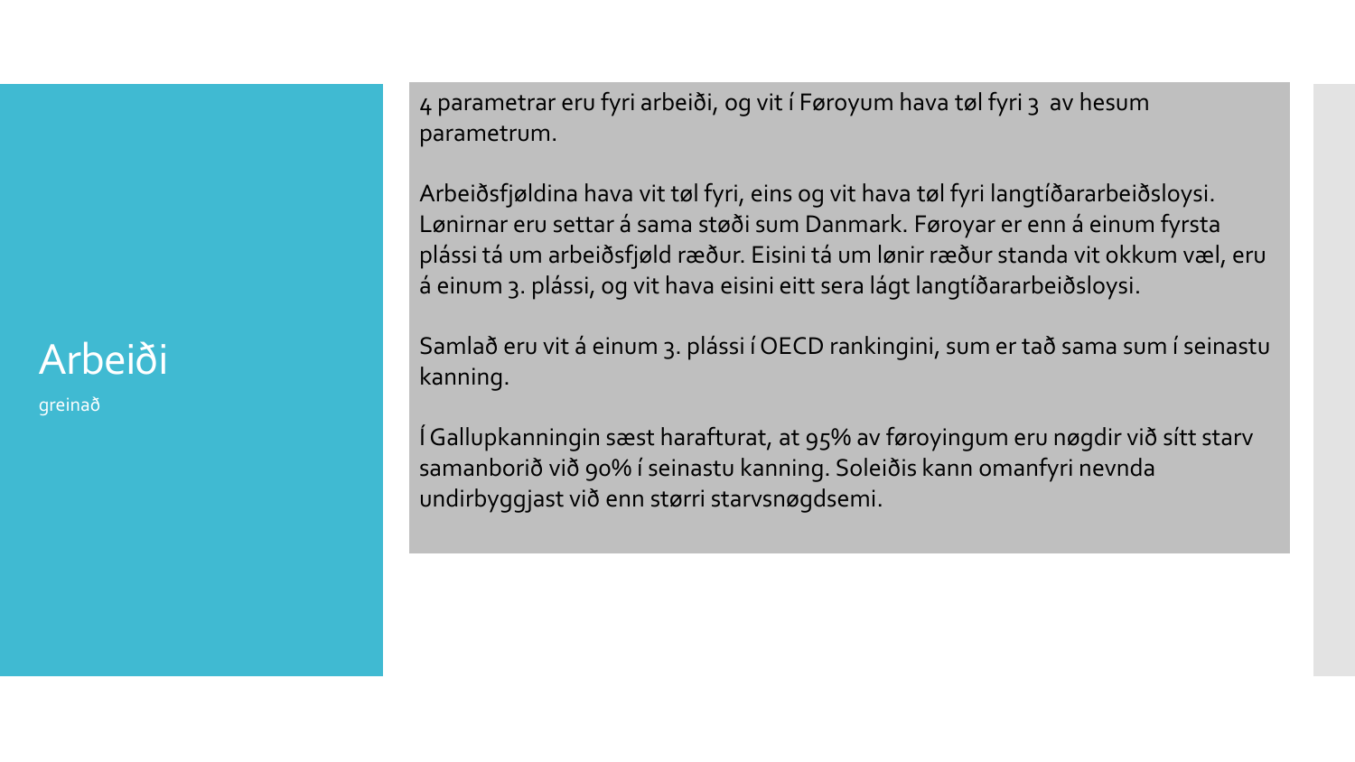# Arbeiði

greinað

4 parametrar eru fyri arbeiði, og vit í Føroyum hava tøl fyri 3 av hesum parametrum.

Arbeiðsfjøldina hava vit tøl fyri, eins og vit hava tøl fyri langtíðararbeiðsloysi. Lønirnar eru settar á sama støði sum Danmark. Føroyar er enn á einum fyrsta plássi tá um arbeiðsfjøld ræður. Eisini tá um lønir ræður standa vit okkum væl, eru á einum 3. plássi, og vit hava eisini eitt sera lágt langtíðararbeiðsloysi.

Samlað eru vit á einum 3. plássi í OECD rankingini, sum er tað sama sum í seinastu kanning.

Í Gallupkanningin sæst harafturat, at 95% av føroyingum eru nøgdir við sítt starv samanborið við 90% í seinastu kanning. Soleiðis kann omanfyri nevnda undirbyggjast við enn størri starvsnøgdsemi.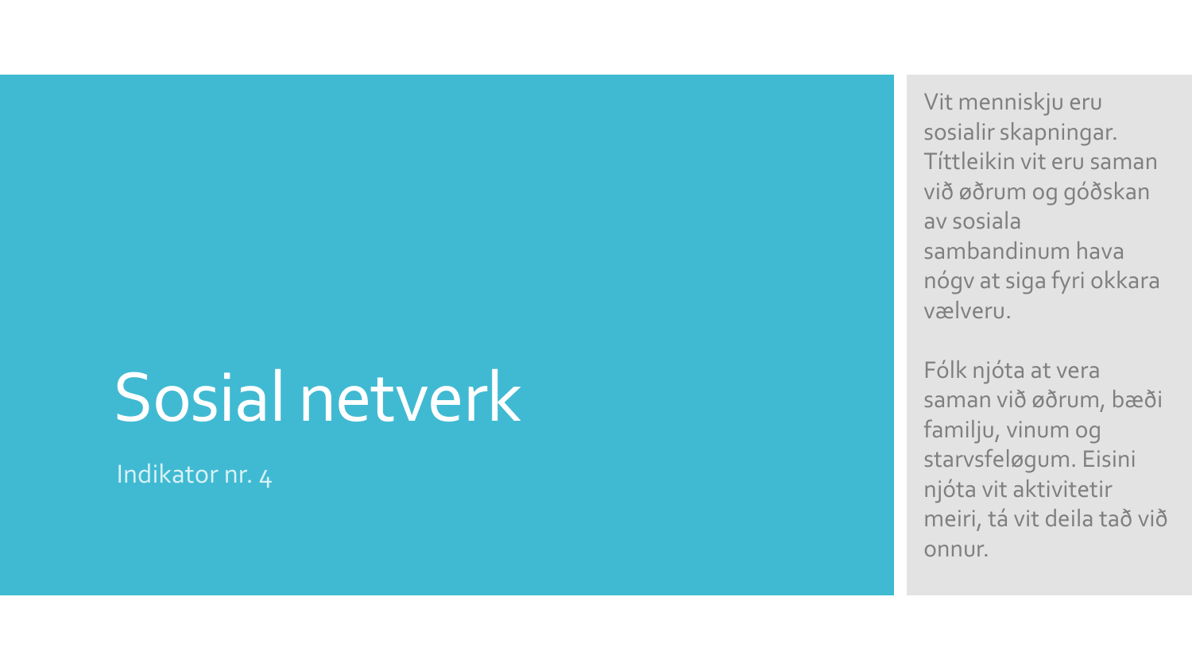# Sosial netverk

Indikator nr. 4

Vit menniskju eru sosialir skapningar. Títtleikin vit eru saman við øðrum og góðskan av sosiala sambandinum hava nógv at siga fyri okkara vælveru.

Fólk njóta at vera saman við øðrum, bæði familju, vinum og starvsfeløgum. Eisini njóta vit aktivitetir meiri, tá vit deila tað við onnur.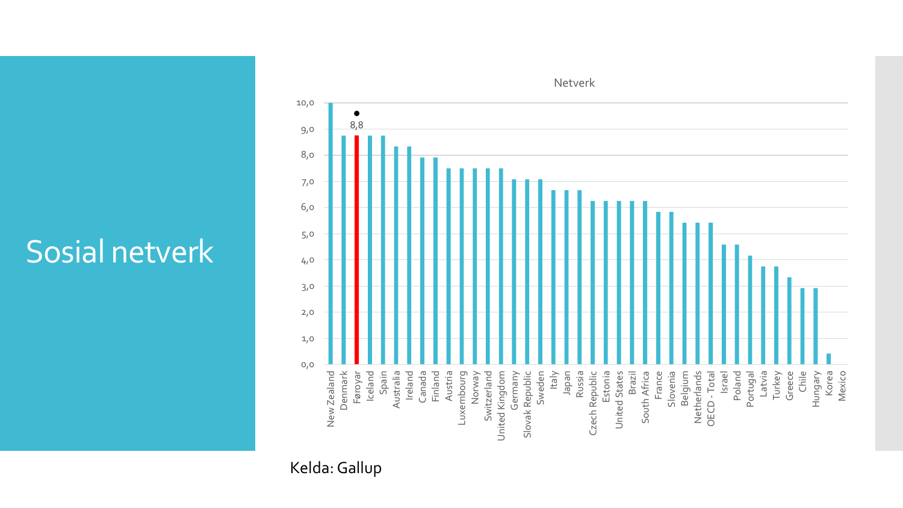# Sosial netverk

Netverk

| Land | Netverk |
|---|---|
| New Zealand | 10,0 |
| Denmark | 8,8 |
| Føroyar | 8,8 |
| Iceland | 8,8 |
| Spain | 8,8 |
| Australia | 8,3 |
| Ireland | 8,3 |
| Canada | 7,9 |
| Finland | 7,9 |
| Austria | 7,5 |
| Luxembourg | 7,5 |
| Norway | 7,5 |
| Switzerland | 7,5 |
| United Kingdom | 7,5 |
| Germany | 7,1 |
| Slovak Republic | 7,1 |
| Sweden | 7,1 |
| Italy | 6,7 |
| Japan | 6,7 |
| Russia | 6,7 |
| Czech Republic | 6,3 |
| Estonia | 6,3 |
| United States | 6,3 |
| Brazil | 6,3 |
| South Africa | 6,3 |
| France | 5,8 |
| Slovenia | 5,8 |
| Belgium | 5,4 |
| Netherlands | 5,4 |
| OECD - Total | 5,4 |
| Israel | 4,6 |
| Poland | 4,6 |
| Portugal | 4,2 |
| Latvia | 3,8 |
| Turkey | 3,8 |
| Greece | 3,3 |
| Chile | 2,9 |
| Hungary | 2,9 |
| Korea | 0,4 |
| Mexico | 0,0 |

Kelda: Gallup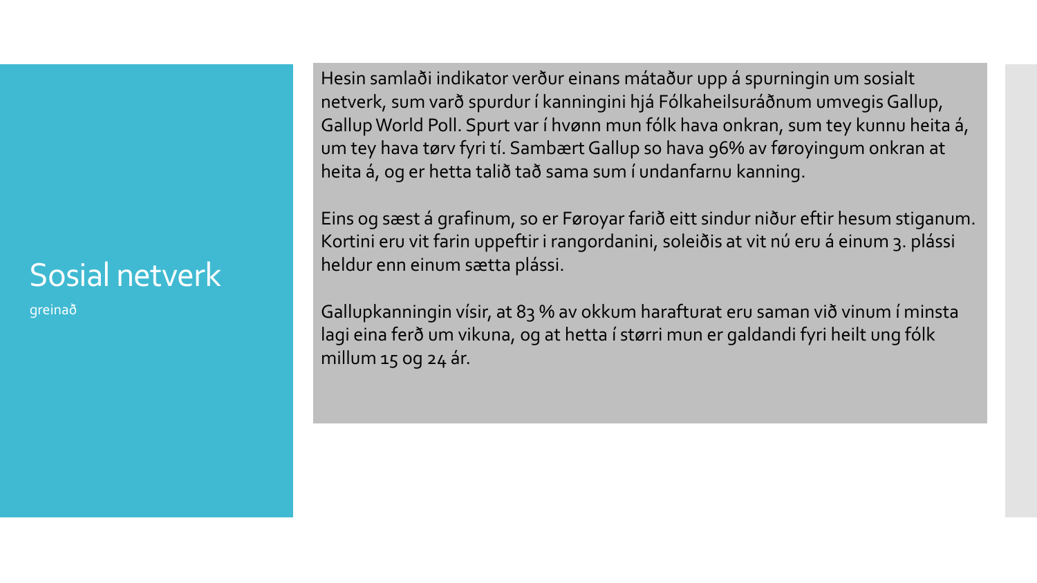# Sosial netverk

greinað

Hesin samlaði indikator verður einans mátaður upp á spurningin um sosialt netverk, sum varð spurdur í kanningini hjá Fólkaheilsuráðnum umvegis Gallup, Gallup World Poll. Spurt var í hvønn mun fólk hava onkran, sum tey kunnu heita á, um tey hava tørv fyri tí. Sambært Gallup so hava 96% av føroyingum onkran at heita á, og er hetta talið tað sama sum í undanfarnu kanning.

Eins og sæst á grafinum, so er Føroyar farið eitt sindur niður eftir hesum stiganum. Kortini eru vit farin uppeftir i rangordanini, soleiðis at vit nú eru á einum 3. plássi heldur enn einum sætta plássi.

Gallupkanningin vísir, at 83 % av okkum harafturat eru saman við vinum í minsta lagi eina ferð um vikuna, og at hetta í størri mun er galdandi fyri heilt ung fólk millum 15 og 24 ár.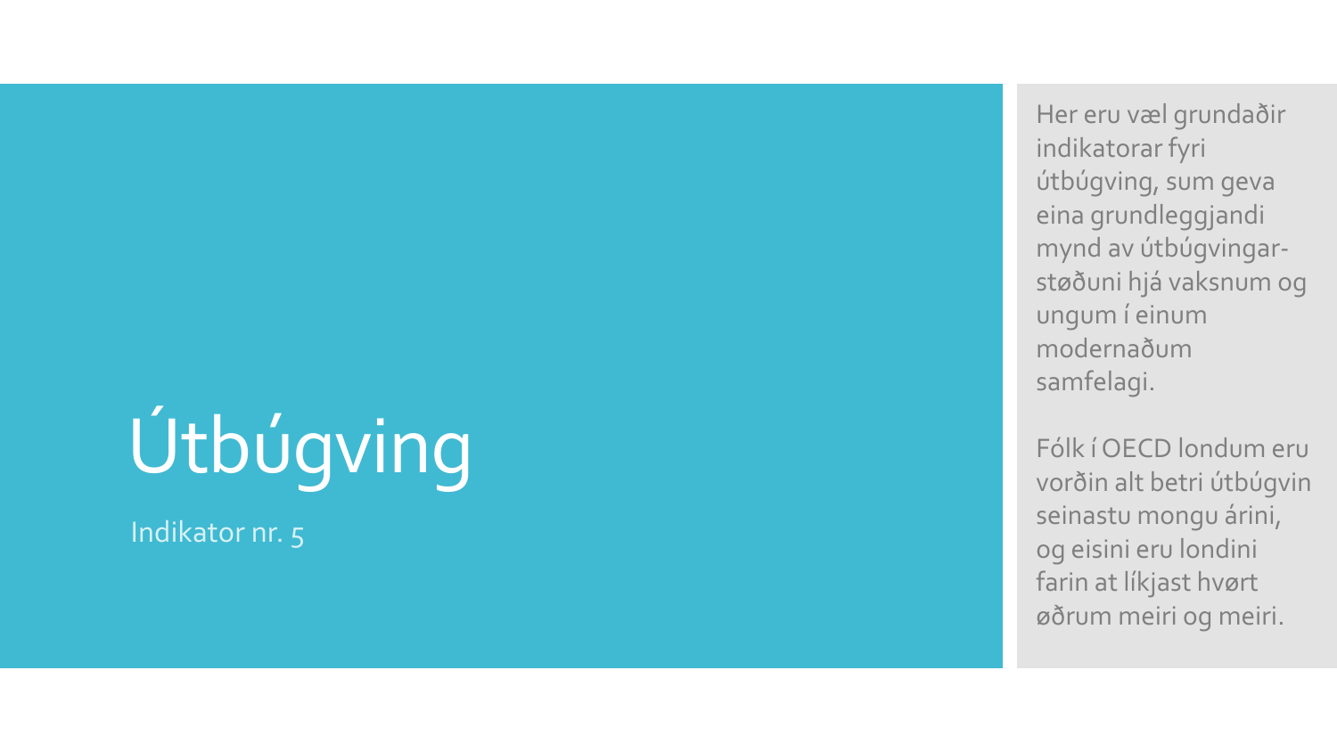# Útbúgving

Indikator nr. 5

Her eru væl grundaðir indikatorar fyri útbúgving, sum geva eina grundleggjandi mynd av útbúgvingar-støðuni hjá vaksnum og ungum í einum modernaðum samfelagi.

Fólk í OECD londum eru vorðin alt betri útbúgvin seinastu mongu árini, og eisini eru londini farin at líkjast hvørt øðrum meiri og meiri.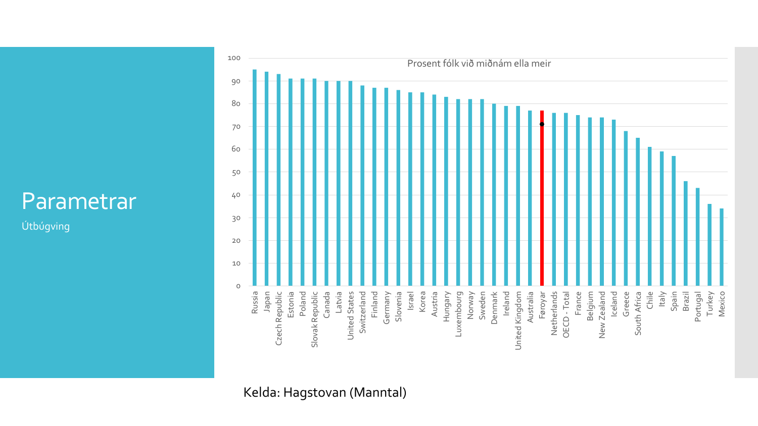# Parametrar

Útbúgving

Prosent fólk við miðnám ella meir

| Land | Prosent |
|---|---|
| Russia | 95 |
| Japan | 94 |
| Czech Republic | 93 |
| Estonia | 91 |
| Poland | 91 |
| Slovak Republic | 91 |
| Canada | 90 |
| Latvia | 90 |
| United States | 90 |
| Switzerland | 88 |
| Finland | 87 |
| Germany | 87 |
| Slovenia | 86 |
| Israel | 85 |
| Korea | 85 |
| Austria | 84 |
| Hungary | 83 |
| Luxembourg | 82 |
| Norway | 82 |
| Sweden | 82 |
| Denmark | 80 |
| Ireland | 79 |
| United Kingdom | 79 |
| Australia | 77 |
| Føroyar | 77 |
| Netherlands | 76 |
| OECD - Total | 76 |
| France | 75 |
| Belgium | 74 |
| New Zealand | 74 |
| Iceland | 73 |
| Greece | 68 |
| South Africa | 65 |
| Chile | 61 |
| Italy | 59 |
| Spain | 57 |
| Brazil | 46 |
| Portugal | 43 |
| Turkey | 36 |
| Mexico | 34 |

Kelda: Hagstovan (Manntal)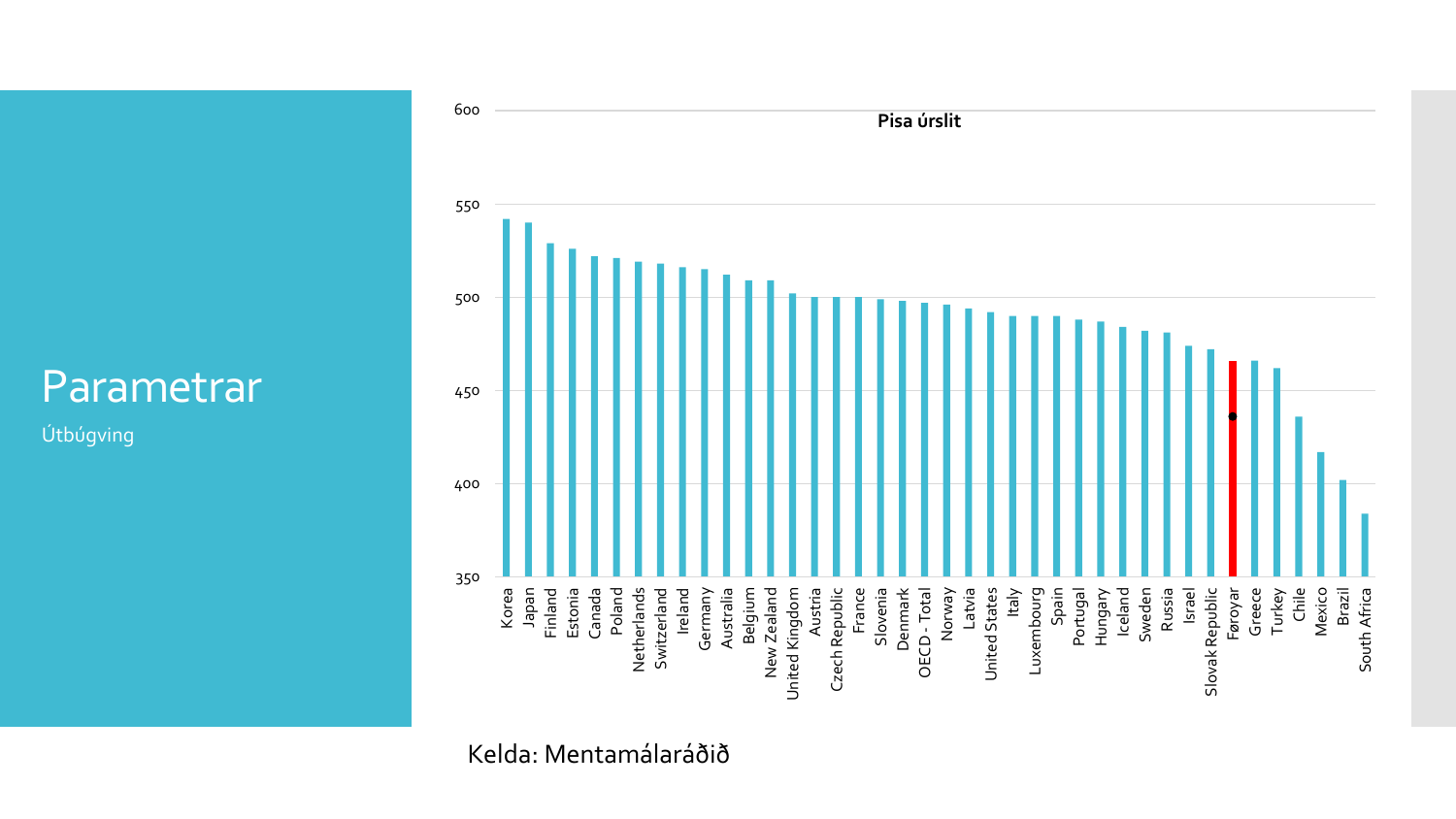# Parametrar

Útbúgving

**Pisa úrslit**

| Land | Pisa úrslit |
| --- | --- |
| Korea | 542 |
| Japan | 540 |
| Finland | 529 |
| Estonia | 526 |
| Canada | 522 |
| Poland | 521 |
| Netherlands | 519 |
| Switzerland | 518 |
| Ireland | 516 |
| Germany | 515 |
| Australia | 512 |
| Belgium | 509 |
| New Zealand | 509 |
| United Kingdom | 502 |
| Austria | 500 |
| Czech Republic | 500 |
| France | 500 |
| Slovenia | 499 |
| Denmark | 498 |
| OECD - Total | 497 |
| Norway | 496 |
| Latvia | 494 |
| United States | 492 |
| Italy | 490 |
| Luxembourg | 490 |
| Spain | 490 |
| Portugal | 488 |
| Hungary | 487 |
| Iceland | 484 |
| Sweden | 482 |
| Russia | 481 |
| Israel | 474 |
| Slovak Republic | 472 |
| Føroyar | 466 |
| Greece | 466 |
| Turkey | 462 |
| Chile | 436 |
| Mexico | 417 |
| Brazil | 402 |
| South Africa | 384 |

Kelda: Mentamálaráðið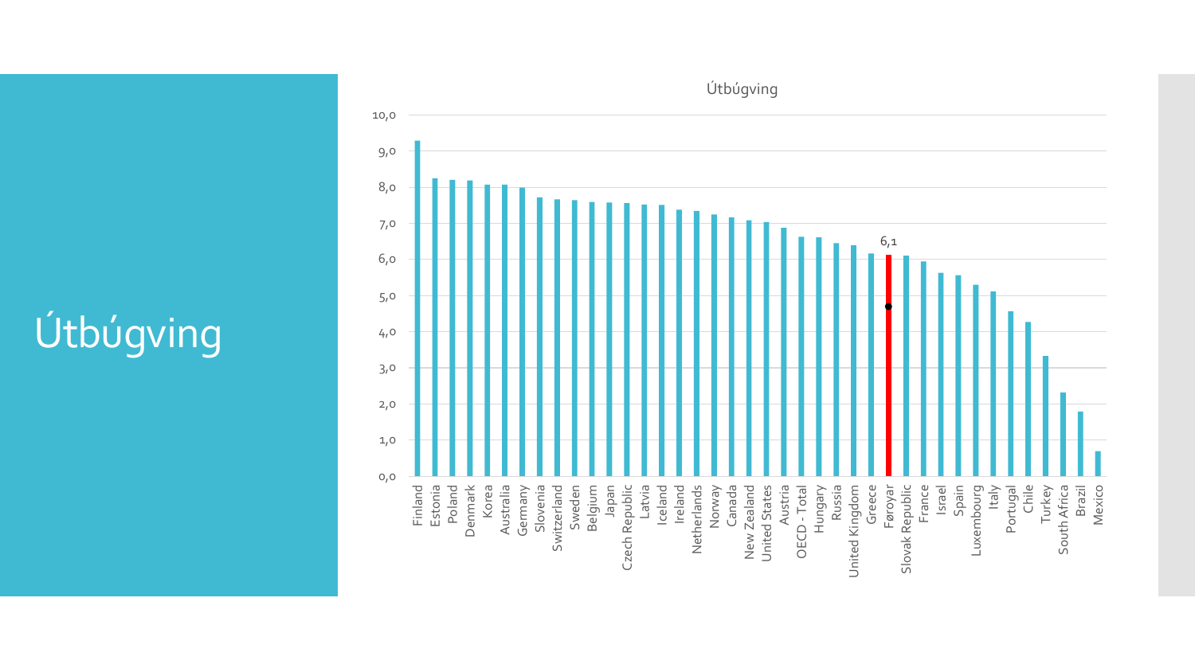# Útbúgving

Útbúgving

| Land | Virði |
|---|---|
| Finland | |
| Estonia | |
| Poland | |
| Denmark | |
| Korea | |
| Australia | |
| Germany | |
| Slovenia | |
| Switzerland | |
| Sweden | |
| Belgium | |
| Japan | |
| Czech Republic | |
| Latvia | |
| Iceland | |
| Ireland | |
| Netherlands | |
| Norway | |
| Canada | |
| New Zealand | |
| United States | |
| Austria | |
| OECD - Total | |
| Hungary | |
| Russia | |
| United Kingdom | |
| Greece | |
| Føroyar | 6,1 |
| Slovak Republic | |
| France | |
| Israel | |
| Spain | |
| Luxembourg | |
| Italy | |
| Portugal | |
| Chile | |
| Turkey | |
| South Africa | |
| Brazil | |
| Mexico | |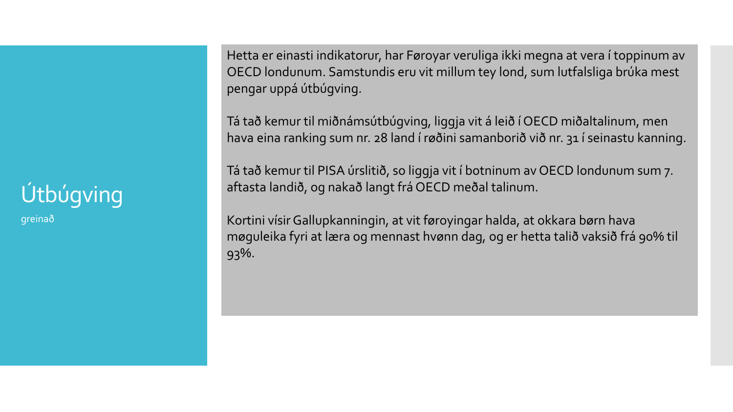# Útbúgving

greinað

Hetta er einasti indikatorur, har Føroyar veruliga ikki megna at vera í toppinum av OECD londunum. Samstundis eru vit millum tey lond, sum lutfalsliga brúka mest pengar uppá útbúgving.

Tá tað kemur til miðnámsútbúgving, liggja vit á leið í OECD miðaltalinum, men hava eina ranking sum nr. 28 land í røðini samanborið við nr. 31 í seinastu kanning.

Tá tað kemur til PISA úrslitið, so liggja vit í botninum av OECD londunum sum 7. aftasta landið, og nakað langt frá OECD meðal talinum.

Kortini vísir Gallupkanningin, at vit føroyingar halda, at okkara børn hava møguleika fyri at læra og mennast hvønn dag, og er hetta talið vaksið frá 90% til 93%.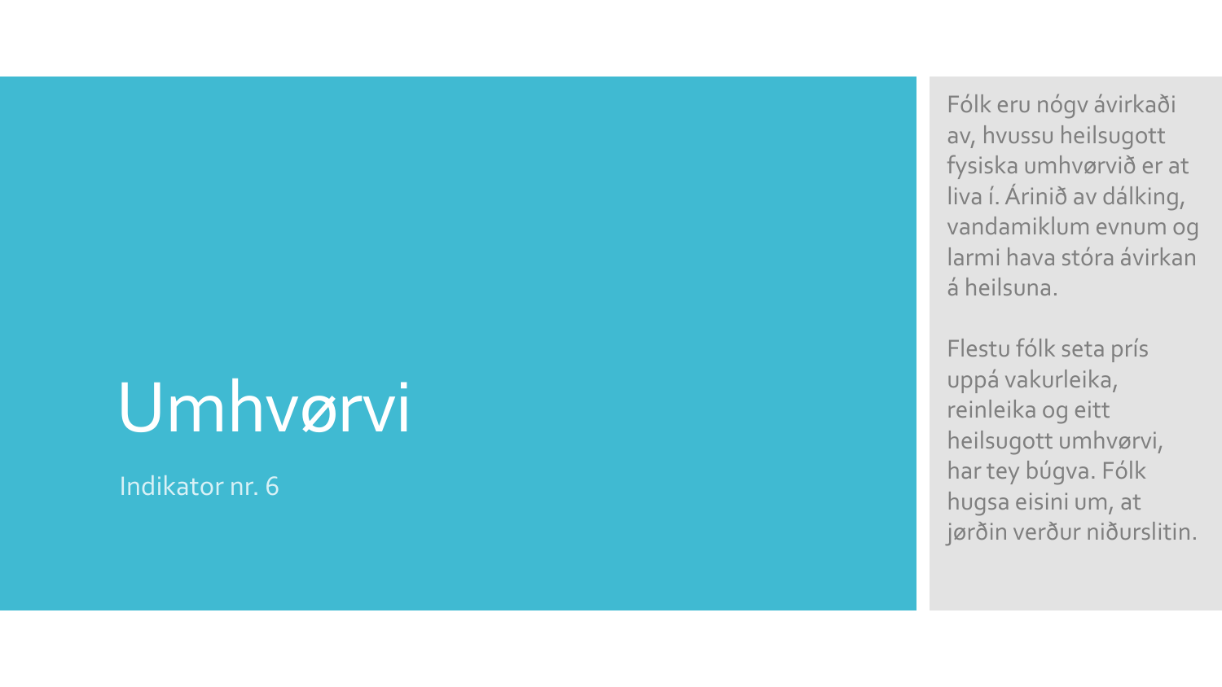# Umhvørvi

Indikator nr. 6

Fólk eru nógv ávirkaði av, hvussu heilsugott fysiska umhvørvið er at liva í. Árinið av dálking, vandamiklum evnum og larmi hava stóra ávirkan á heilsuna.

Flestu fólk seta prís uppá vakurleika, reinleika og eitt heilsugott umhvørvi, har tey búgva. Fólk hugsa eisini um, at jørðin verður niðurslitin.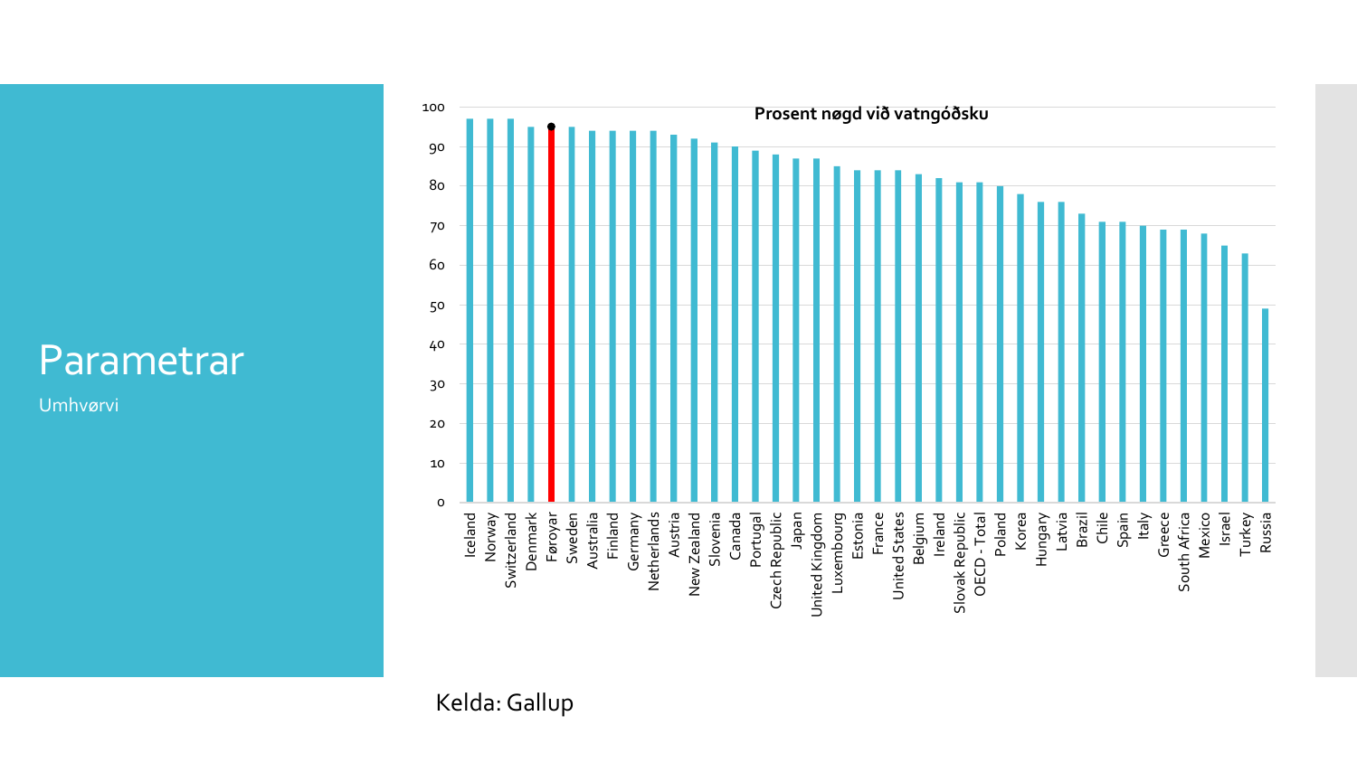# Parametrar

Umhvørvi

**Prosent nøgd við vatngóðsku**

| Land | Prosent |
|---|---|
| Iceland | 97 |
| Norway | 97 |
| Switzerland | 97 |
| Denmark | 95 |
| Føroyar | 95 |
| Sweden | 95 |
| Australia | 94 |
| Finland | 94 |
| Germany | 94 |
| Netherlands | 94 |
| Austria | 93 |
| New Zealand | 92 |
| Slovenia | 91 |
| Canada | 90 |
| Portugal | 89 |
| Czech Republic | 88 |
| Japan | 87 |
| United Kingdom | 87 |
| Luxembourg | 85 |
| Estonia | 84 |
| France | 84 |
| United States | 84 |
| Belgium | 83 |
| Ireland | 82 |
| Slovak Republic | 81 |
| OECD - Total | 81 |
| Poland | 80 |
| Korea | 78 |
| Hungary | 76 |
| Latvia | 76 |
| Brazil | 73 |
| Chile | 71 |
| Spain | 71 |
| Italy | 70 |
| Greece | 69 |
| South Africa | 69 |
| Mexico | 68 |
| Israel | 65 |
| Turkey | 63 |
| Russia | 49 |

Kelda: Gallup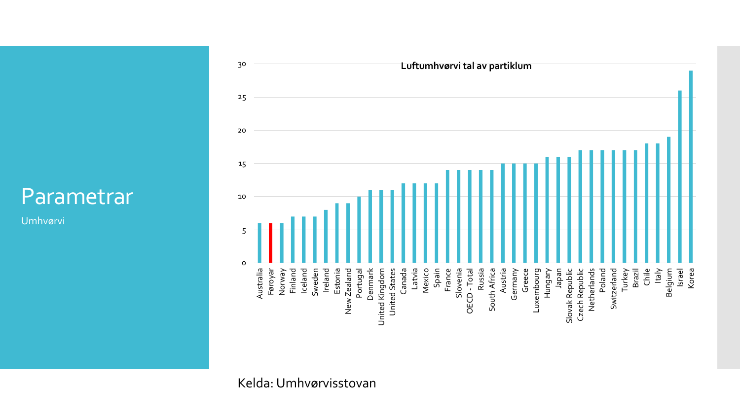# Parametrar

Umhvørvi

**Luftumhvørvi tal av partiklum**

| Land | Tal |
|---|---|
| Australia | 6 |
| Føroyar | 6 |
| Norway | 6 |
| Finland | 7 |
| Iceland | 7 |
| Sweden | 7 |
| Ireland | 8 |
| Estonia | 9 |
| New Zealand | 9 |
| Portugal | 10 |
| Denmark | 11 |
| United Kingdom | 11 |
| United States | 11 |
| Canada | 12 |
| Latvia | 12 |
| Mexico | 12 |
| Spain | 12 |
| France | 14 |
| Slovenia | 14 |
| OECD - Total | 14 |
| Russia | 14 |
| South Africa | 14 |
| Austria | 15 |
| Germany | 15 |
| Greece | 15 |
| Luxembourg | 15 |
| Hungary | 16 |
| Japan | 16 |
| Slovak Republic | 16 |
| Czech Republic | 17 |
| Netherlands | 17 |
| Poland | 17 |
| Switzerland | 17 |
| Turkey | 17 |
| Brazil | 17 |
| Chile | 18 |
| Italy | 18 |
| Belgium | 19 |
| Israel | 26 |
| Korea | 29 |

Kelda: Umhvørvisstovan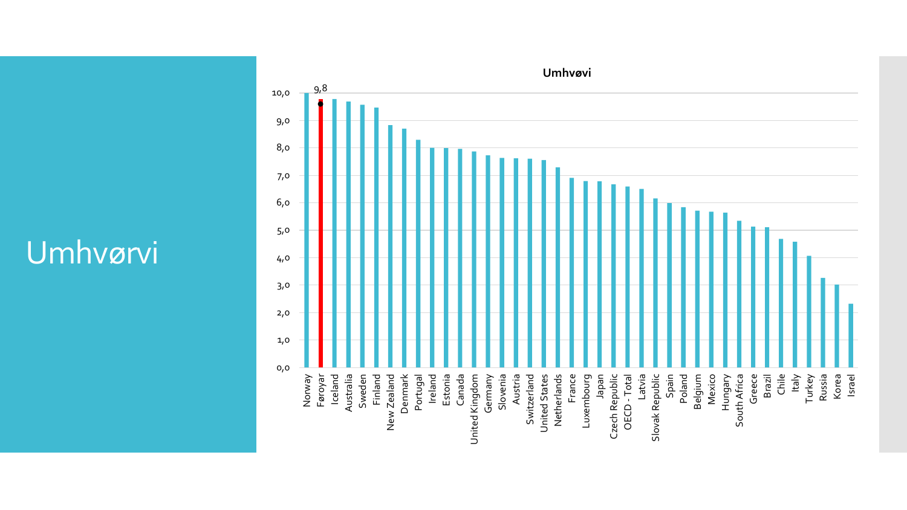# Umhvørvi

**Umhvøvi**

| Land | Virði |
|---|---|
| Norway | 10,0 |
| Føroyar | 9,8 |
| Iceland | 9,8 |
| Australia | 9,7 |
| Sweden | 9,6 |
| Finland | 9,5 |
| New Zealand | 8,8 |
| Denmark | 8,7 |
| Portugal | 8,3 |
| Ireland | 8,0 |
| Estonia | 8,0 |
| Canada | 8,0 |
| United Kingdom | 7,9 |
| Germany | 7,7 |
| Slovenia | 7,6 |
| Austria | 7,6 |
| Switzerland | 7,6 |
| United States | 7,6 |
| Netherlands | 7,3 |
| France | 6,9 |
| Luxembourg | 6,8 |
| Japan | 6,8 |
| Czech Republic | 6,7 |
| OECD - Total | 6,6 |
| Latvia | 6,5 |
| Slovak Republic | 6,2 |
| Spain | 6,0 |
| Poland | 5,8 |
| Belgium | 5,7 |
| Mexico | 5,7 |
| Hungary | 5,6 |
| South Africa | 5,3 |
| Greece | 5,1 |
| Brazil | 5,1 |
| Chile | 4,7 |
| Italy | 4,6 |
| Turkey | 4,1 |
| Russia | 3,3 |
| Korea | 3,0 |
| Israel | 2,3 |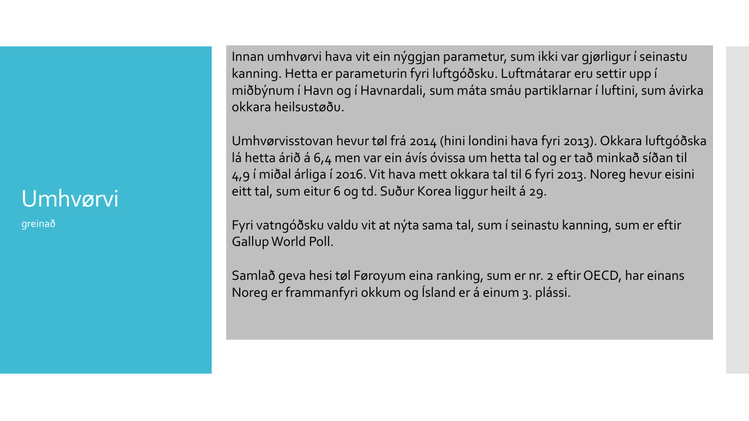# Umhvørvi

greinað

Innan umhvørvi hava vit ein nýggjan parametur, sum ikki var gjørligur í seinastu kanning. Hetta er parameturin fyri luftgóðsku. Luftmátarar eru settir upp í miðbýnum í Havn og í Havnardali, sum máta smáu partiklarnar í luftini, sum ávirka okkara heilsustøðu.

Umhvørvisstovan hevur tøl frá 2014 (hini londini hava fyri 2013). Okkara luftgóðska lá hetta árið á 6,4 men var ein ávís óvissa um hetta tal og er tað minkað síðan til 4,9 í miðal árliga í 2016. Vit hava mett okkara tal til 6 fyri 2013. Noreg hevur eisini eitt tal, sum eitur 6 og td. Suður Korea liggur heilt á 29.

Fyri vatngóðsku valdu vit at nýta sama tal, sum í seinastu kanning, sum er eftir Gallup World Poll.

Samlað geva hesi tøl Føroyum eina ranking, sum er nr. 2 eftir OECD, har einans Noreg er frammanfyri okkum og Ísland er á einum 3. plássi.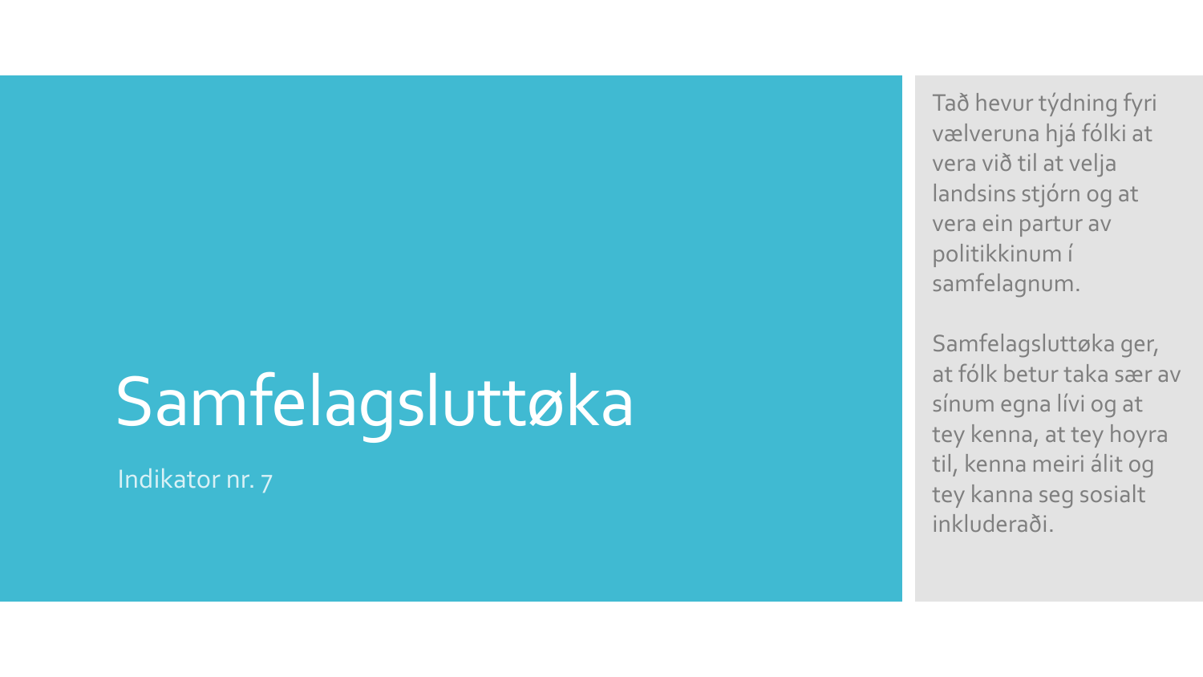# Samfelagsluttøka

Indikator nr. 7

Tað hevur týdning fyri vælveruna hjá fólki at vera við til at velja landsins stjórn og at vera ein partur av politikkinum í samfelagnum.

Samfelagsluttøka ger, at fólk betur taka sær av sínum egna lívi og at tey kenna, at tey hoyra til, kenna meiri álit og tey kanna seg sosialt inkluderaði.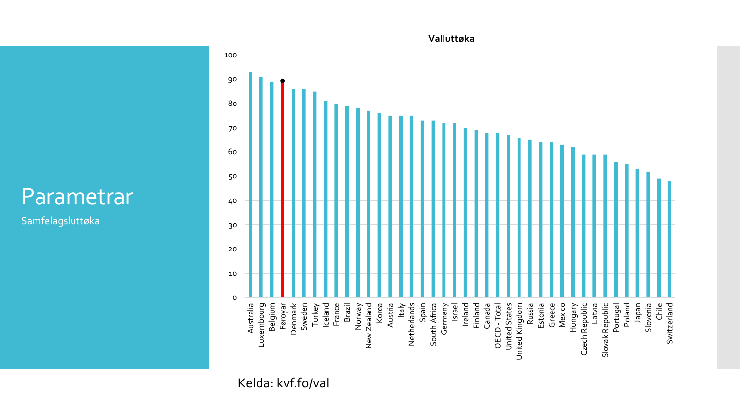# Parametrar

Samfelagsluttøka

**Valluttøka**

| Land | Valluttøka |
|---|---|
| Australia | 93 |
| Luxembourg | 91 |
| Belgium | 89 |
| Føroyar | 89 |
| Denmark | 86 |
| Sweden | 86 |
| Turkey | 85 |
| Iceland | 81 |
| France | 80 |
| Brazil | 79 |
| Norway | 78 |
| New Zealand | 77 |
| Korea | 76 |
| Austria | 75 |
| Italy | 75 |
| Netherlands | 75 |
| Spain | 73 |
| South Africa | 73 |
| Germany | 72 |
| Israel | 72 |
| Ireland | 70 |
| Finland | 69 |
| Canada | 68 |
| OECD - Total | 68 |
| United States | 67 |
| United Kingdom | 66 |
| Russia | 65 |
| Estonia | 64 |
| Greece | 64 |
| Mexico | 63 |
| Hungary | 62 |
| Czech Republic | 59 |
| Latvia | 59 |
| Slovak Republic | 59 |
| Portugal | 56 |
| Poland | 55 |
| Japan | 53 |
| Slovenia | 52 |
| Chile | 49 |
| Switzerland | 48 |

Kelda: kvf.fo/val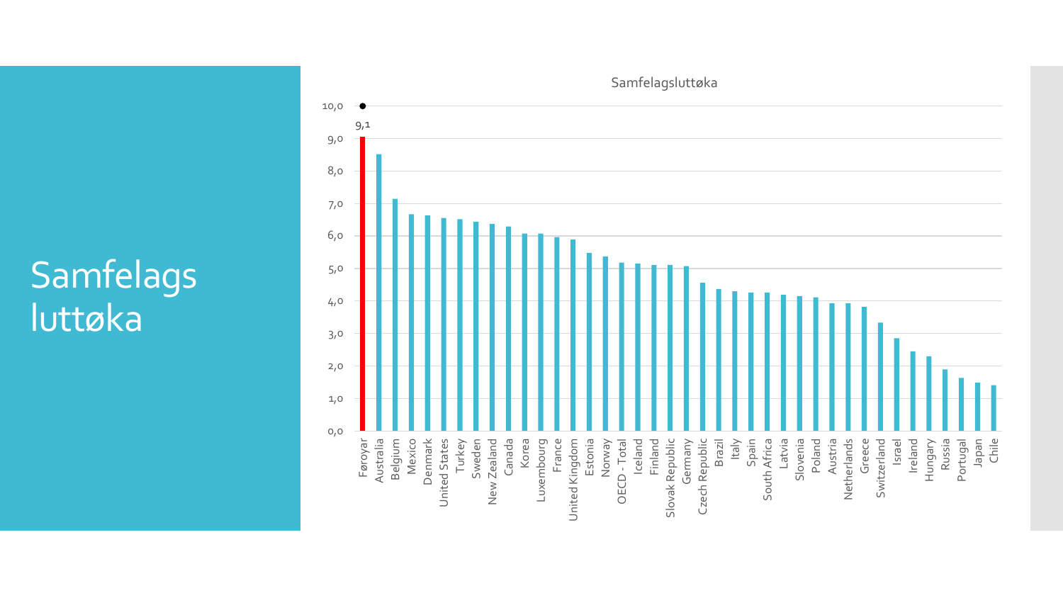# Samfelags luttøka

Samfelagsluttøka

| Land | Samfelagsluttøka |
| --- | --- |
| Føroyar | 9,1 |
| Australia | 8,5 |
| Belgium | 7,1 |
| Mexico | 6,7 |
| Denmark | 6,6 |
| United States | 6,6 |
| Turkey | 6,5 |
| Sweden | 6,4 |
| New Zealand | 6,4 |
| Canada | 6,3 |
| Korea | 6,1 |
| Luxembourg | 6,1 |
| France | 6,0 |
| United Kingdom | 5,9 |
| Estonia | 5,5 |
| Norway | 5,4 |
| OECD - Total | 5,2 |
| Iceland | 5,2 |
| Finland | 5,1 |
| Slovak Republic | 5,1 |
| Germany | 5,1 |
| Czech Republic | 4,6 |
| Brazil | 4,4 |
| Italy | 4,3 |
| Spain | 4,3 |
| South Africa | 4,3 |
| Latvia | 4,2 |
| Slovenia | 4,2 |
| Poland | 4,1 |
| Austria | 3,9 |
| Netherlands | 3,9 |
| Greece | 3,8 |
| Switzerland | 3,3 |
| Israel | 2,9 |
| Ireland | 2,4 |
| Hungary | 2,3 |
| Russia | 1,9 |
| Portugal | 1,6 |
| Japan | 1,5 |
| Chile | 1,4 |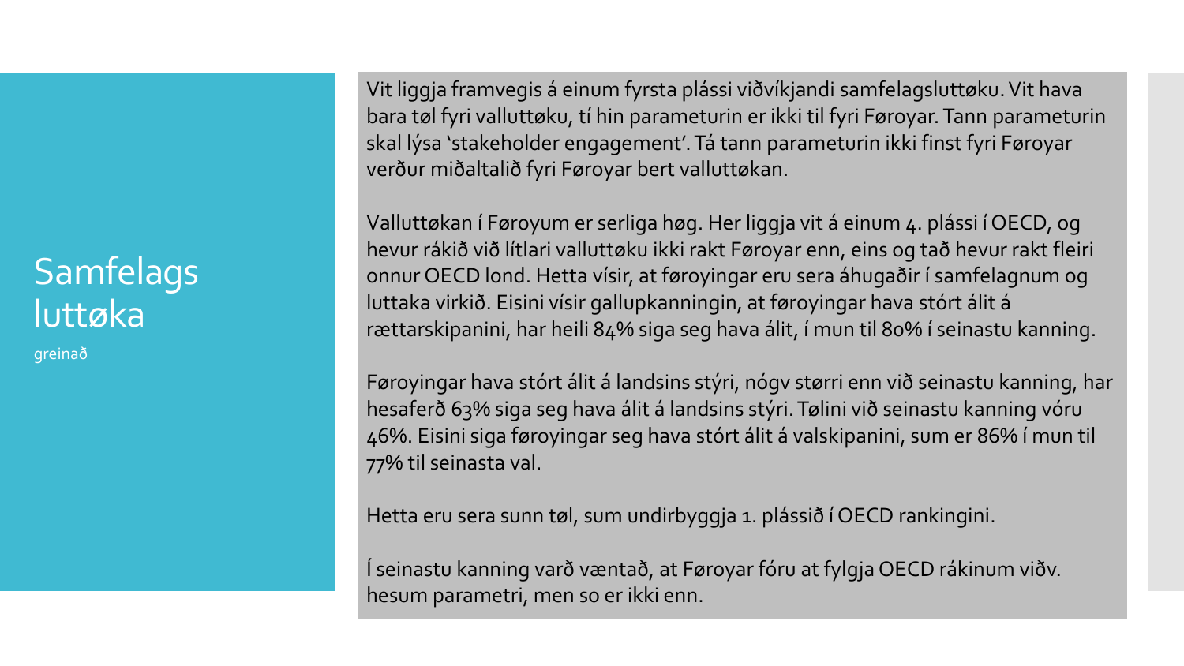# Samfelags luttøka

greinað

Vit liggja framvegis á einum fyrsta plássi viðvíkjandi samfelagsluttøku. Vit hava bara tøl fyri valluttøku, tí hin parameturin er ikki til fyri Føroyar. Tann parameturin skal lýsa 'stakeholder engagement'. Tá tann parameturin ikki finst fyri Føroyar verður miðaltalið fyri Føroyar bert valluttøkan.

Valluttøkan í Føroyum er serliga høg. Her liggja vit á einum 4. plássi í OECD, og hevur rákið við lítlari valluttøku ikki rakt Føroyar enn, eins og tað hevur rakt fleiri onnur OECD lond. Hetta vísir, at føroyingar eru sera áhugaðir í samfelagnum og luttaka virkið. Eisini vísir gallupkanningin, at føroyingar hava stórt álit á rættarskipanini, har heili 84% siga seg hava álit, í mun til 80% í seinastu kanning.

Føroyingar hava stórt álit á landsins stýri, nógv størri enn við seinastu kanning, har hesaferð 63% siga seg hava álit á landsins stýri. Tølini við seinastu kanning vóru 46%. Eisini siga føroyingar seg hava stórt álit á valskipanini, sum er 86% í mun til 77% til seinasta val.

Hetta eru sera sunn tøl, sum undirbyggja 1. plássið í OECD rankingini.

Í seinastu kanning varð væntað, at Føroyar fóru at fylgja OECD rákinum viðv. hesum parametri, men so er ikki enn.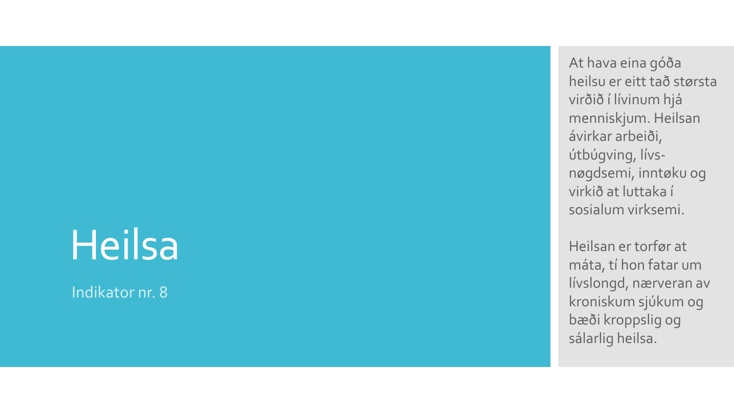# Heilsa

Indikator nr. 8

At hava eina góða heilsu er eitt tað størsta virðið í lívinum hjá menniskjum. Heilsan ávirkar arbeiði, útbúgving, lívs-nøgdsemi, inntøku og virkið at luttaka í sosialum virksemi.

Heilsan er torfør at máta, tí hon fatar um lívslongd, nærveran av kroniskum sjúkum og bæði kroppslig og sálarlig heilsa.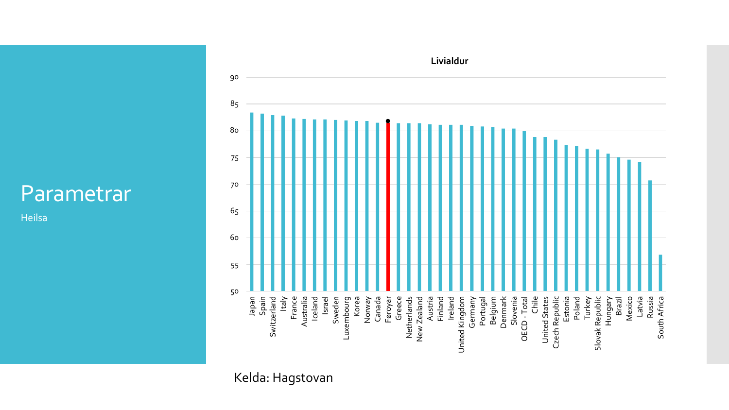# Parametrar

Heilsa

**Livialdur**

| Land | Livialdur |
|---|---|
| Japan | |
| Spain | |
| Switzerland | |
| Italy | |
| France | |
| Australia | |
| Iceland | |
| Israel | |
| Sweden | |
| Luxembourg | |
| Korea | |
| Norway | |
| Canada | |
| Føroyar | |
| Greece | |
| Netherlands | |
| New Zealand | |
| Austria | |
| Finland | |
| Ireland | |
| United Kingdom | |
| Germany | |
| Portugal | |
| Belgium | |
| Denmark | |
| Slovenia | |
| OECD - Total | |
| Chile | |
| United States | |
| Czech Republic | |
| Estonia | |
| Poland | |
| Turkey | |
| Slovak Republic | |
| Hungary | |
| Brazil | |
| Mexico | |
| Latvia | |
| Russia | |
| South Africa | |

Kelda: Hagstovan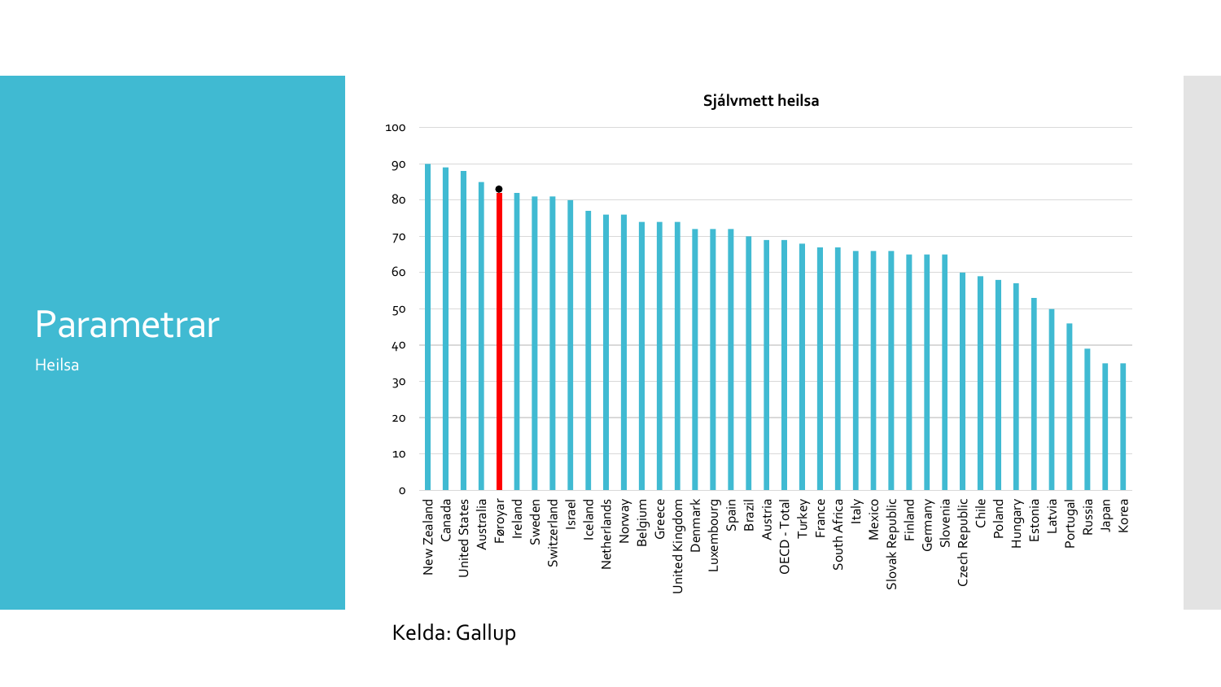# Parametrar

Heilsa

**Sjálvmett heilsa**

| Land | Sjálvmett heilsa |
|---|---|
| New Zealand | 90 |
| Canada | 89 |
| United States | 88 |
| Australia | 85 |
| Føroyar | 82 |
| Ireland | 82 |
| Sweden | 81 |
| Switzerland | 81 |
| Israel | 80 |
| Iceland | 77 |
| Netherlands | 76 |
| Norway | 76 |
| Belgium | 74 |
| Greece | 74 |
| United Kingdom | 74 |
| Denmark | 72 |
| Luxembourg | 72 |
| Spain | 72 |
| Brazil | 70 |
| Austria | 69 |
| OECD - Total | 69 |
| Turkey | 68 |
| France | 67 |
| South Africa | 67 |
| Italy | 66 |
| Mexico | 66 |
| Slovak Republic | 66 |
| Finland | 65 |
| Germany | 65 |
| Slovenia | 65 |
| Czech Republic | 60 |
| Chile | 59 |
| Poland | 58 |
| Hungary | 57 |
| Estonia | 53 |
| Latvia | 50 |
| Portugal | 46 |
| Russia | 39 |
| Japan | 35 |
| Korea | 35 |

Kelda: Gallup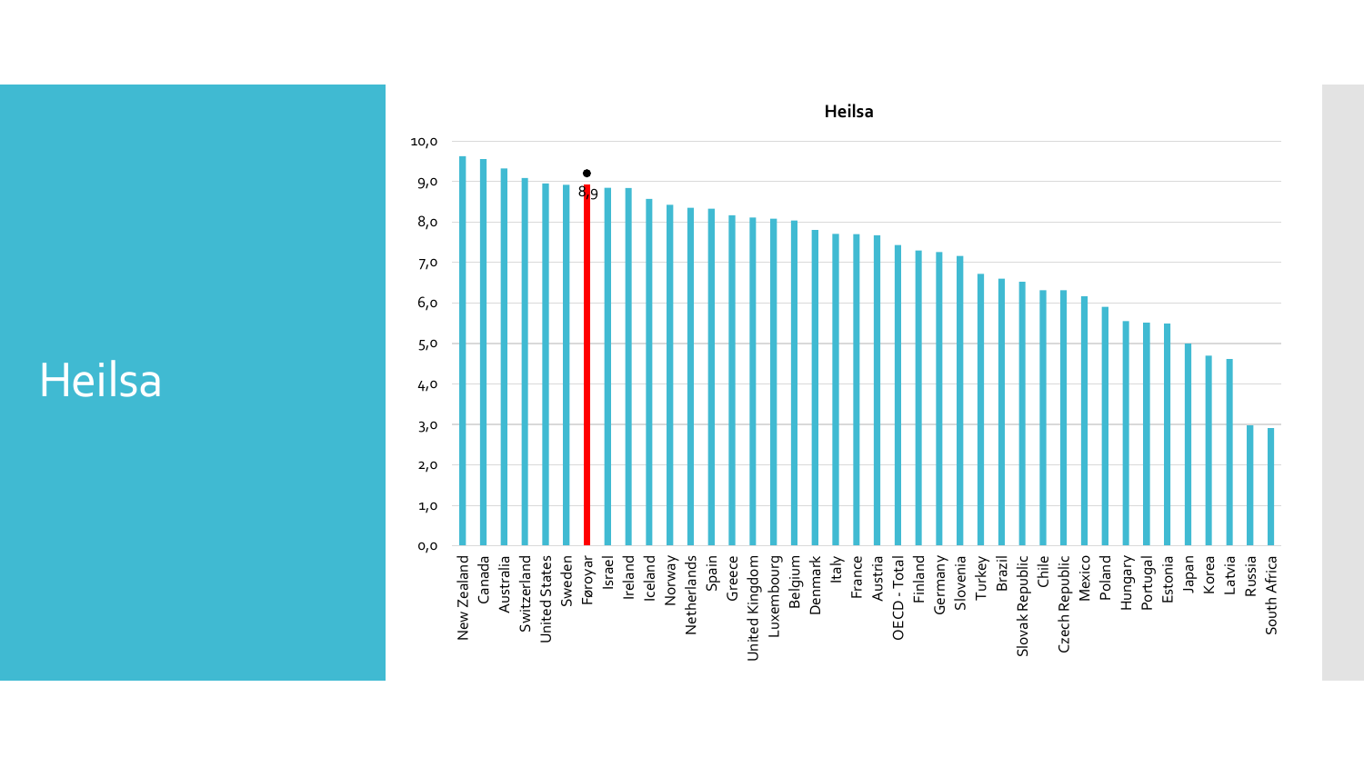# Heilsa

**Heilsa**

| Country | Value |
|---|---|
| New Zealand | |
| Canada | |
| Australia | |
| Switzerland | |
| United States | |
| Sweden | |
| Føroyar | 8,9 |
| Israel | |
| Ireland | |
| Iceland | |
| Norway | |
| Netherlands | |
| Spain | |
| Greece | |
| United Kingdom | |
| Luxembourg | |
| Belgium | |
| Denmark | |
| Italy | |
| France | |
| Austria | |
| OECD - Total | |
| Finland | |
| Germany | |
| Slovenia | |
| Turkey | |
| Brazil | |
| Slovak Republic | |
| Chile | |
| Czech Republic | |
| Mexico | |
| Poland | |
| Hungary | |
| Portugal | |
| Estonia | |
| Japan | |
| Korea | |
| Latvia | |
| Russia | |
| South Africa | |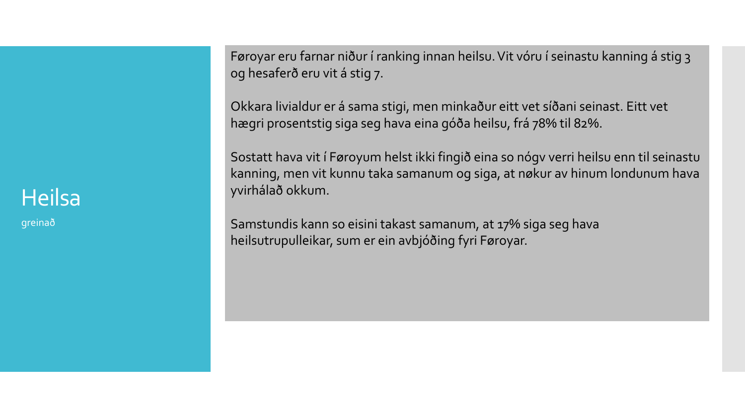# Heilsa

greinað

Føroyar eru farnar niður í ranking innan heilsu. Vit vóru í seinastu kanning á stig 3 og hesaferð eru vit á stig 7.

Okkara livialdur er á sama stigi, men minkaður eitt vet síðani seinast. Eitt vet hægri prosentstig siga seg hava eina góða heilsu, frá 78% til 82%.

Sostatt hava vit í Føroyum helst ikki fingið eina so nógv verri heilsu enn til seinastu kanning, men vit kunnu taka samanum og siga, at nøkur av hinum londunum hava yvirhálað okkum.

Samstundis kann so eisini takast samanum, at 17% siga seg hava heilsutrupulleikar, sum er ein avbjóðing fyri Føroyar.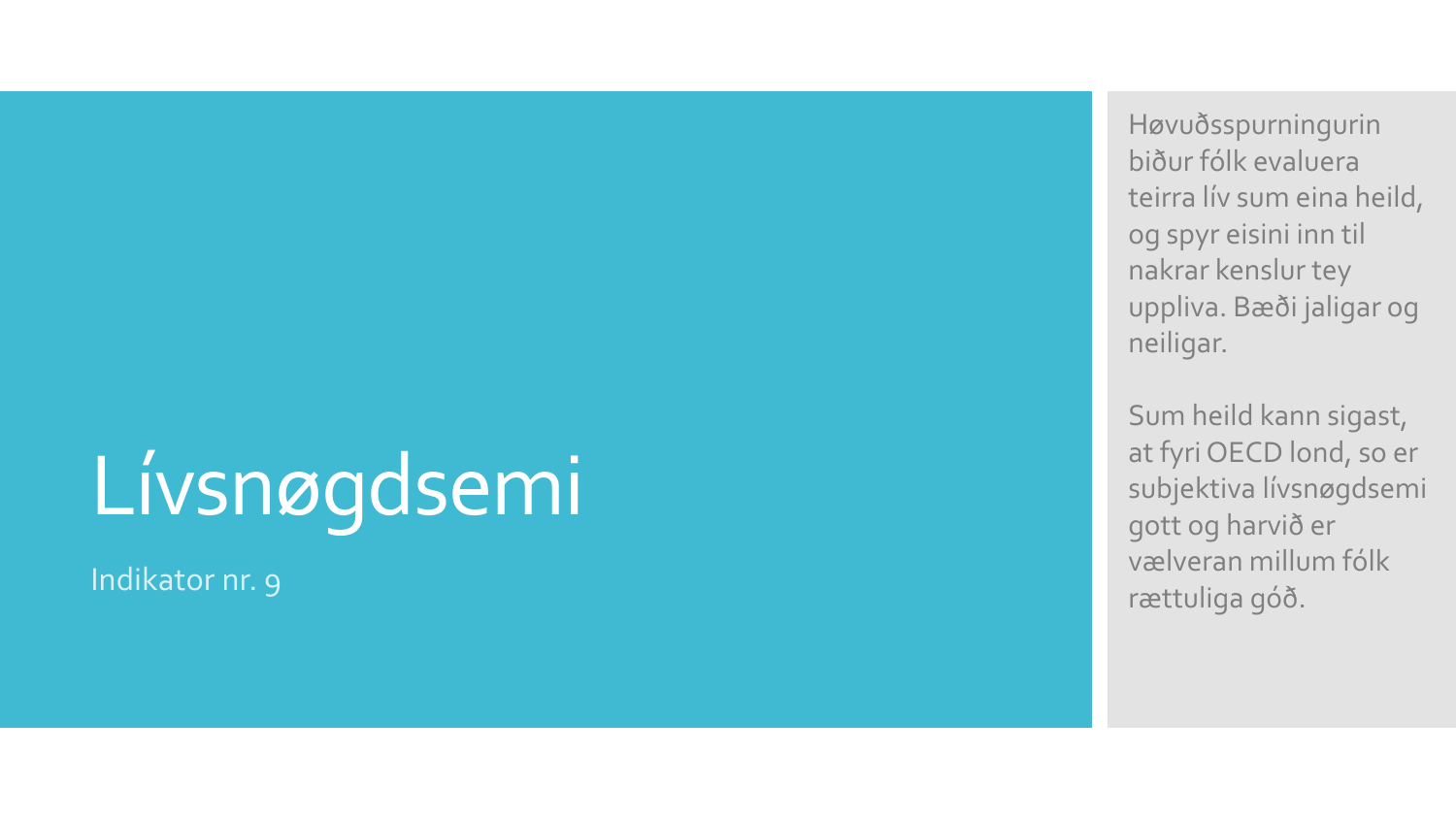# Lívsnøgdsemi

Indikator nr. 9

Høvuðsspurningurin biður fólk evaluera teirra lív sum eina heild, og spyr eisini inn til nakrar kenslur tey uppliva. Bæði jaligar og neiligar.

Sum heild kann sigast, at fyri OECD lond, so er subjektiva lívsnøgdsemi gott og harvið er vælveran millum fólk rættuliga góð.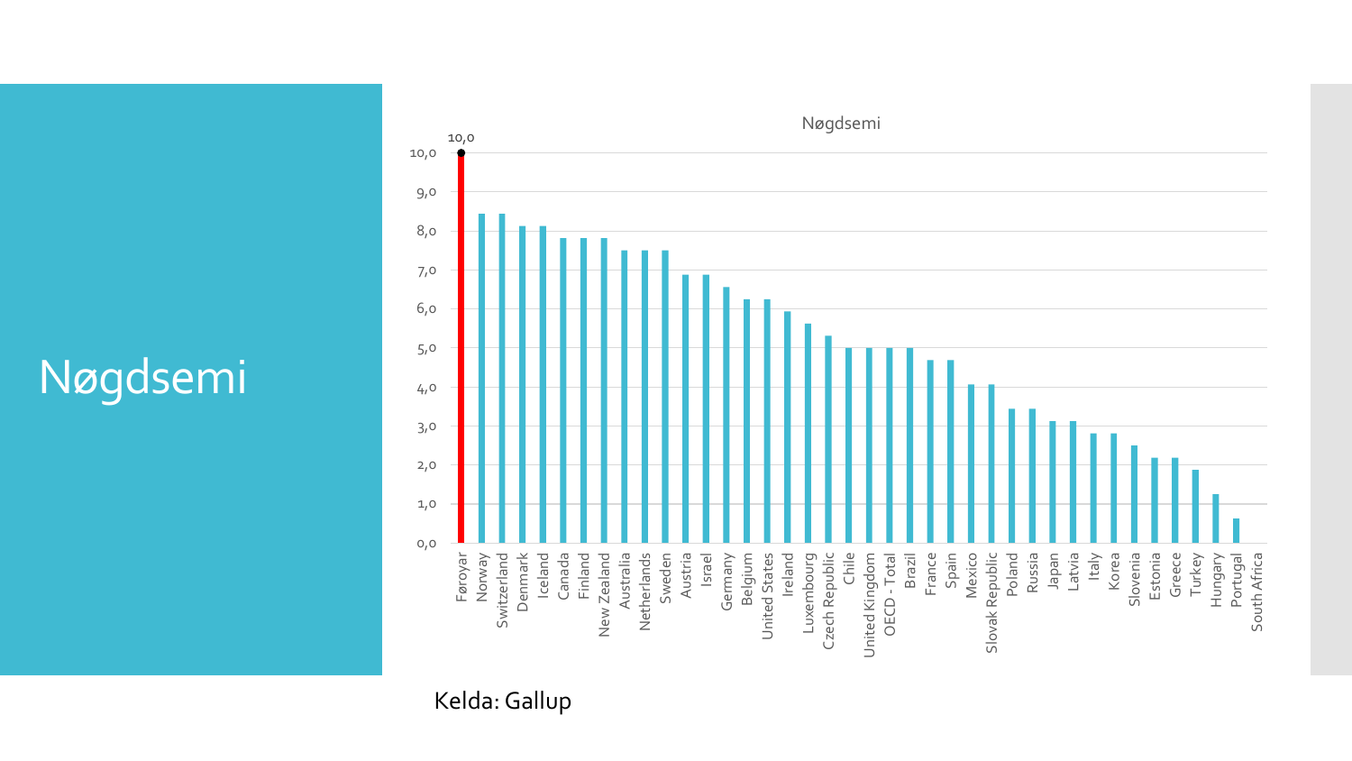# Nøgdsemi

**Nøgdsemi**

| Land |
| --- |
| Føroyar (10,0) |
| Norway |
| Switzerland |
| Denmark |
| Iceland |
| Canada |
| Finland |
| New Zealand |
| Australia |
| Netherlands |
| Sweden |
| Austria |
| Israel |
| Germany |
| Belgium |
| United States |
| Ireland |
| Luxembourg |
| Czech Republic |
| Chile |
| United Kingdom |
| OECD - Total |
| Brazil |
| France |
| Spain |
| Mexico |
| Slovak Republic |
| Poland |
| Russia |
| Japan |
| Latvia |
| Italy |
| Korea |
| Slovenia |
| Estonia |
| Greece |
| Turkey |
| Hungary |
| Portugal |
| South Africa |

Kelda: Gallup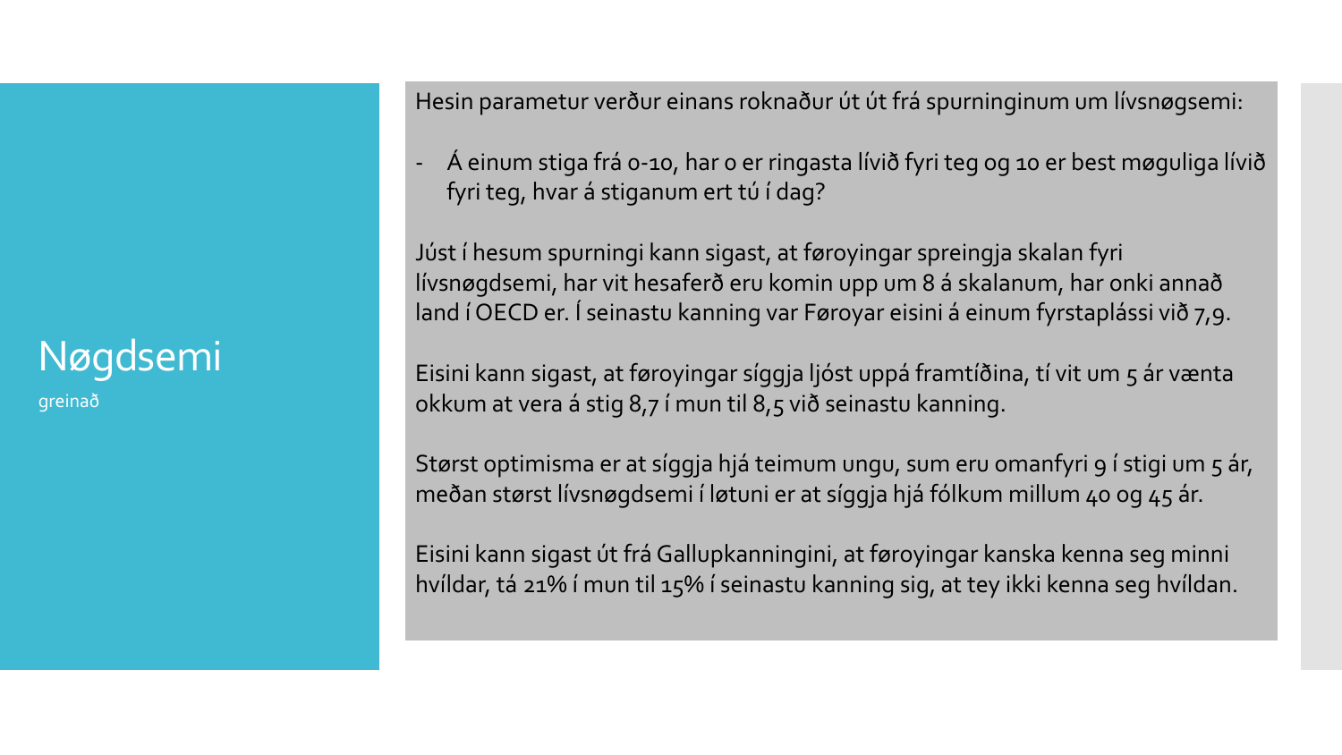# Nøgdsemi

greinað

Hesin parametur verður einans roknaður út út frá spurninginum um lívsnøgsemi:

- Á einum stiga frá 0-10, har 0 er ringasta lívið fyri teg og 10 er best møguliga lívið fyri teg, hvar á stiganum ert tú í dag?

Júst í hesum spurningi kann sigast, at føroyingar spreingja skalan fyri lívsnøgdsemi, har vit hesaferð eru komin upp um 8 á skalanum, har onki annað land í OECD er. Í seinastu kanning var Føroyar eisini á einum fyrstaplássi við 7,9.

Eisini kann sigast, at føroyingar síggja ljóst uppá framtíðina, tí vit um 5 ár vænta okkum at vera á stig 8,7 í mun til 8,5 við seinastu kanning.

Størst optimisma er at síggja hjá teimum ungu, sum eru omanfyri 9 í stigi um 5 ár, meðan størst lívsnøgdsemi í løtuni er at síggja hjá fólkum millum 40 og 45 ár.

Eisini kann sigast út frá Gallupkanningini, at føroyingar kanska kenna seg minni hvíldar, tá 21% í mun til 15% í seinastu kanning sig, at tey ikki kenna seg hvíldan.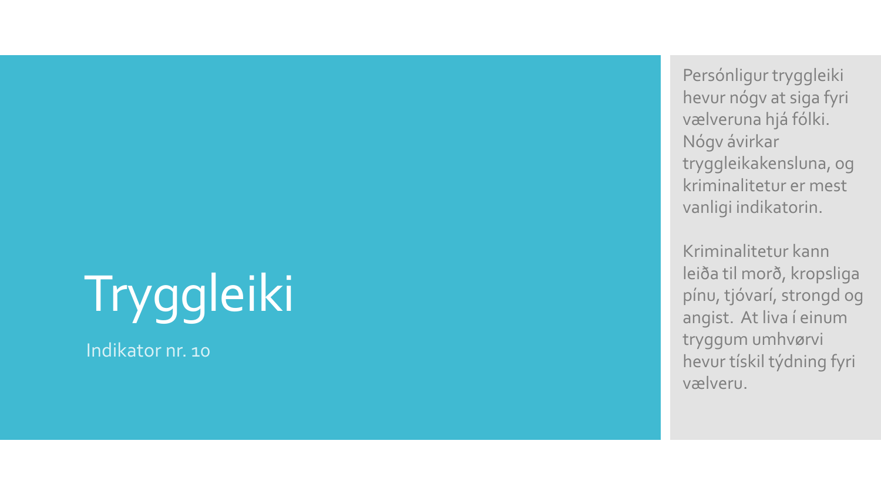# Tryggleiki

Indikator nr. 10

Persónligur tryggleiki hevur nógv at siga fyri vælveruna hjá fólki. Nógv ávirkar tryggleikakensluna, og kriminalitetur er mest vanligi indikatorin.

Kriminalitetur kann leiða til morð, kropsliga pínu, tjóvarí, strongd og angist. At liva í einum tryggum umhvørvi hevur tískil týdning fyri vælveru.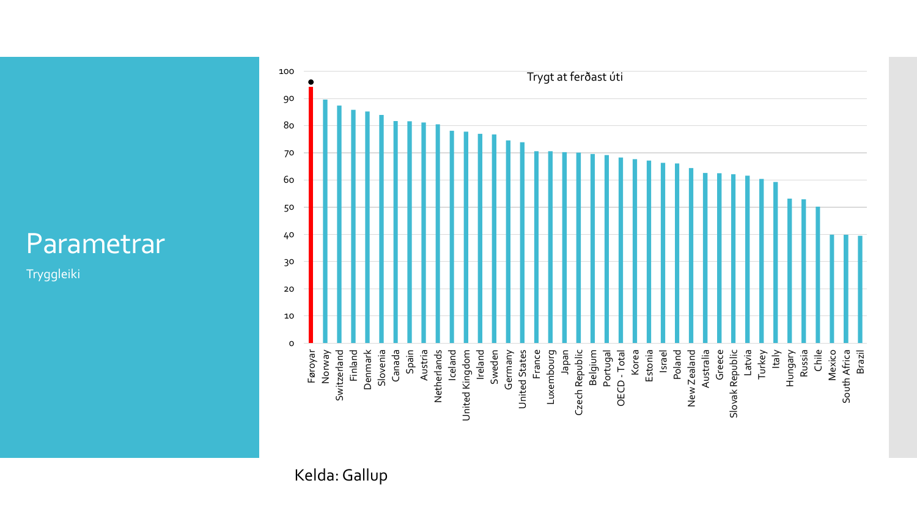# Parametrar

Tryggleiki

**Trygt at ferðast úti**

| Country | Value |
|---|---|
| Føroyar | 94 |
| Norway | 89 |
| Switzerland | 87 |
| Finland | 86 |
| Denmark | 85 |
| Slovenia | 84 |
| Canada | 82 |
| Spain | 82 |
| Austria | 81 |
| Netherlands | 80 |
| Iceland | 78 |
| United Kingdom | 78 |
| Ireland | 77 |
| Sweden | 77 |
| Germany | 74 |
| United States | 74 |
| France | 70 |
| Luxembourg | 70 |
| Japan | 70 |
| Czech Republic | 70 |
| Belgium | 69 |
| Portugal | 69 |
| OECD - Total | 68 |
| Korea | 68 |
| Estonia | 67 |
| Israel | 66 |
| Poland | 66 |
| New Zealand | 64 |
| Australia | 63 |
| Greece | 63 |
| Slovak Republic | 62 |
| Latvia | 61 |
| Turkey | 60 |
| Italy | 59 |
| Hungary | 53 |
| Russia | 53 |
| Chile | 50 |
| Mexico | 40 |
| South Africa | 40 |
| Brazil | 39 |

Kelda: Gallup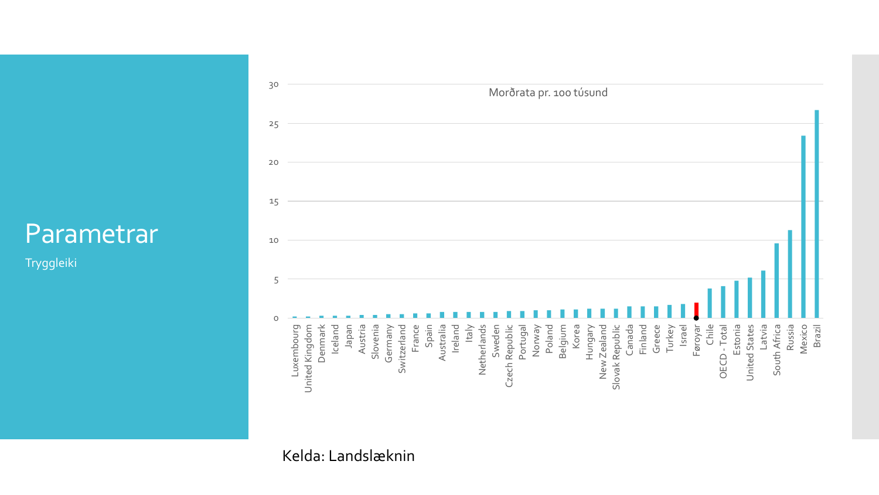# Parametrar

Tryggleiki

Morðrata pr. 100 túsund

Kelda: Landslæknin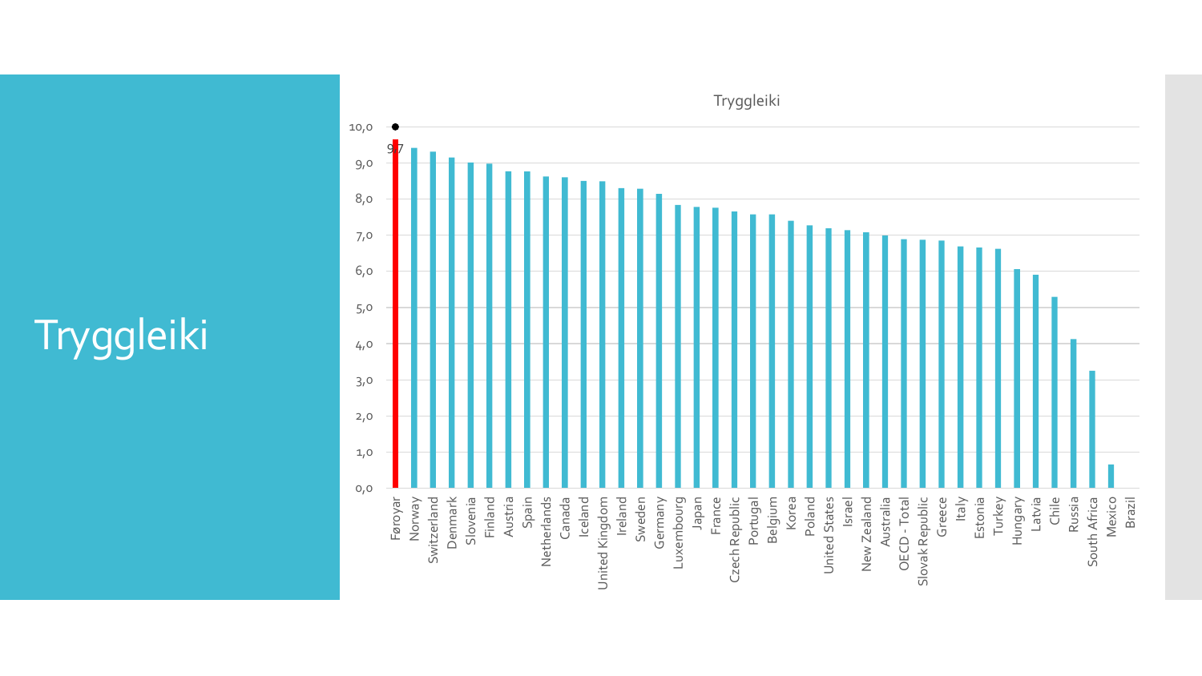# Tryggleiki

Tryggleiki

| Land | Virði |
|---|---|
| Føroyar | 9,7 |
| Norway | |
| Switzerland | |
| Denmark | |
| Slovenia | |
| Finland | |
| Austria | |
| Spain | |
| Netherlands | |
| Canada | |
| Iceland | |
| United Kingdom | |
| Ireland | |
| Sweden | |
| Germany | |
| Luxembourg | |
| Japan | |
| France | |
| Czech Republic | |
| Portugal | |
| Belgium | |
| Korea | |
| Poland | |
| United States | |
| Israel | |
| New Zealand | |
| Australia | |
| OECD - Total | |
| Slovak Republic | |
| Greece | |
| Italy | |
| Estonia | |
| Turkey | |
| Hungary | |
| Latvia | |
| Chile | |
| Russia | |
| South Africa | |
| Mexico | |
| Brazil | |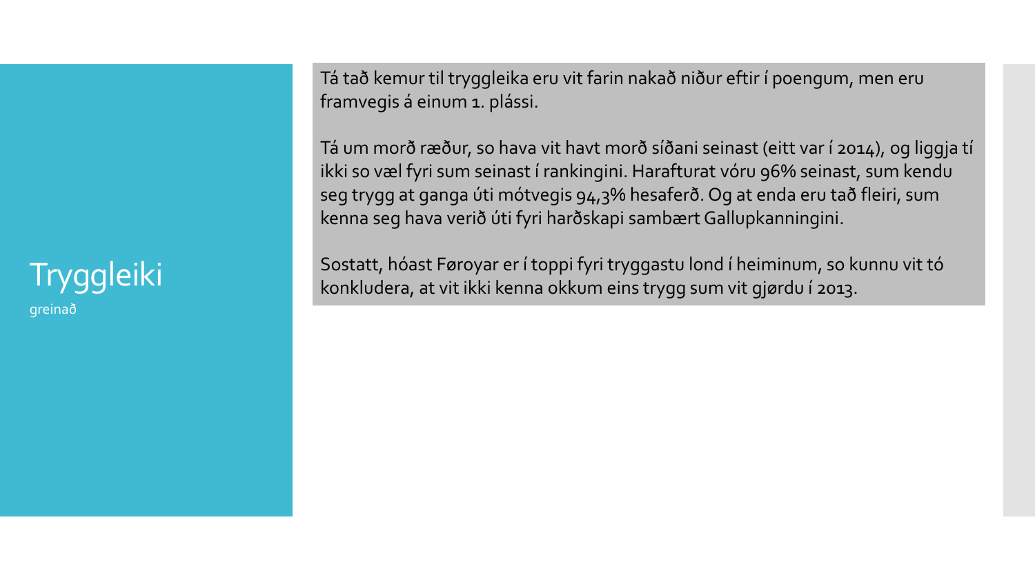# Tryggleiki

greinað

Tá tað kemur til tryggleika eru vit farin nakað niður eftir í poengum, men eru framvegis á einum 1. plássi.

Tá um morð ræður, so hava vit havt morð síðani seinast (eitt var í 2014), og liggja tí ikki so væl fyri sum seinast í rankingini. Harafturat vóru 96% seinast, sum kendu seg trygg at ganga úti mótvegis 94,3% hesaferð. Og at enda eru tað fleiri, sum kenna seg hava verið úti fyri harðskapi sambært Gallupkanningini.

Sostatt, hóast Føroyar er í toppi fyri tryggastu lond í heiminum, so kunnu vit tó konkludera, at vit ikki kenna okkum eins trygg sum vit gjørdu í 2013.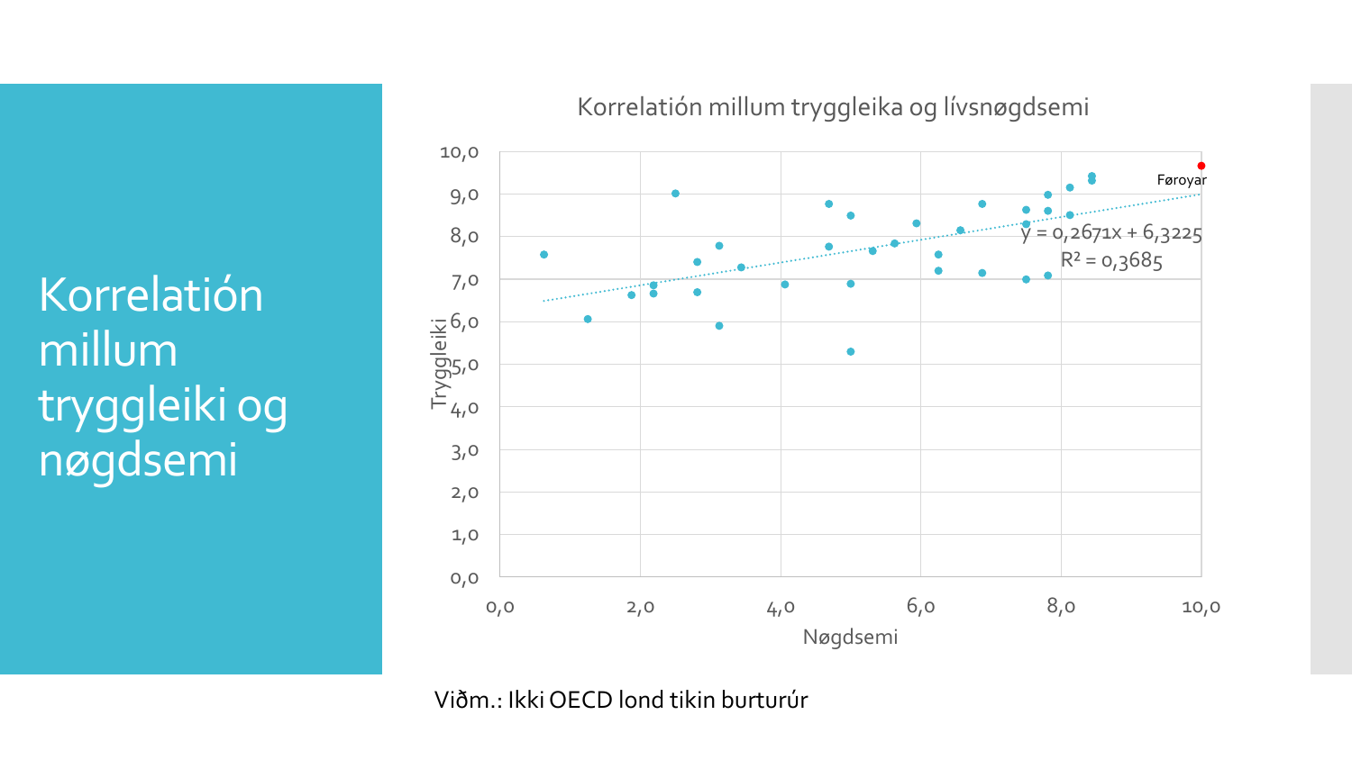# Korrelatión millum tryggleiki og nøgdsemi

Korrelatión millum tryggleika og lívsnøgdsemi

Tryggleiki

Nøgdsemi

Føroyar

$y = 0{,}2671x + 6{,}3225$

$R^2 = 0{,}3685$

Viðm.: Ikki OECD lond tikin burturúr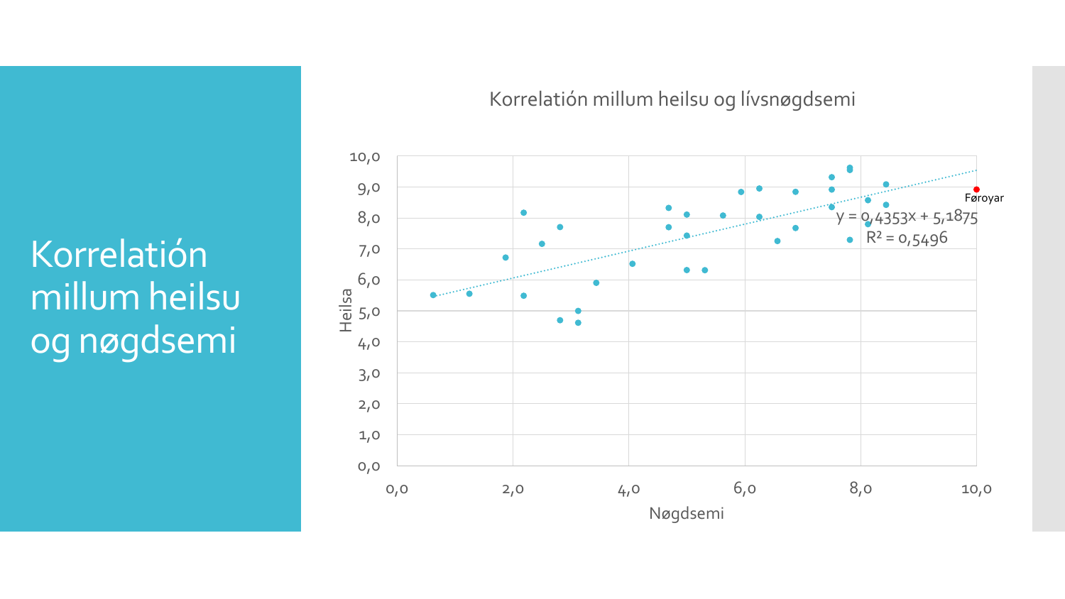# Korrelatión millum heilsu og nøgdsemi

Korrelatión millum heilsu og lívsnøgdsemi

y = 0,4353x + 5,1875

$R^2$ = 0,5496

Føroyar

Heilsa

Nøgdsemi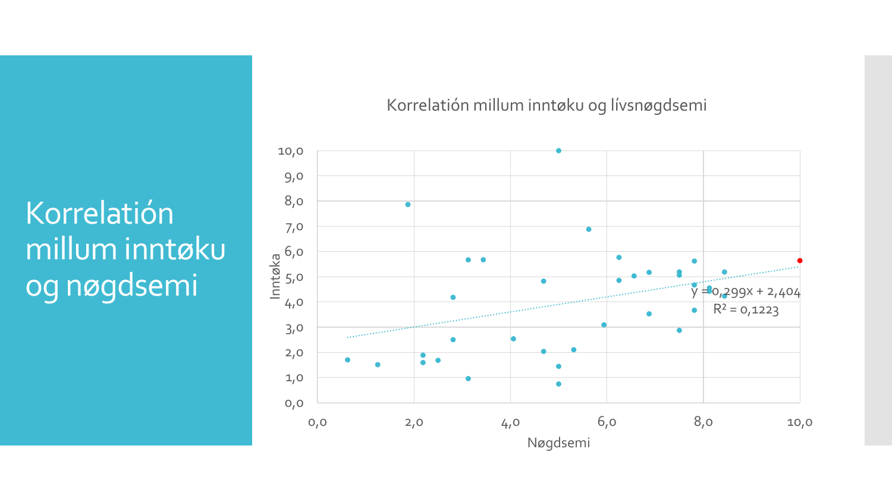# Korrelatión millum inntøku og nøgdsemi

Korrelatión millum inntøku og lívsnøgdsemi

Inntøka

10,0
9,0
8,0
7,0
6,0
5,0
4,0
3,0
2,0
1,0
0,0

0,0
2,0
4,0
6,0
8,0
10,0

Nøgdsemi

$y = 0{,}299x + 2{,}404$

$R^2 = 0{,}1223$